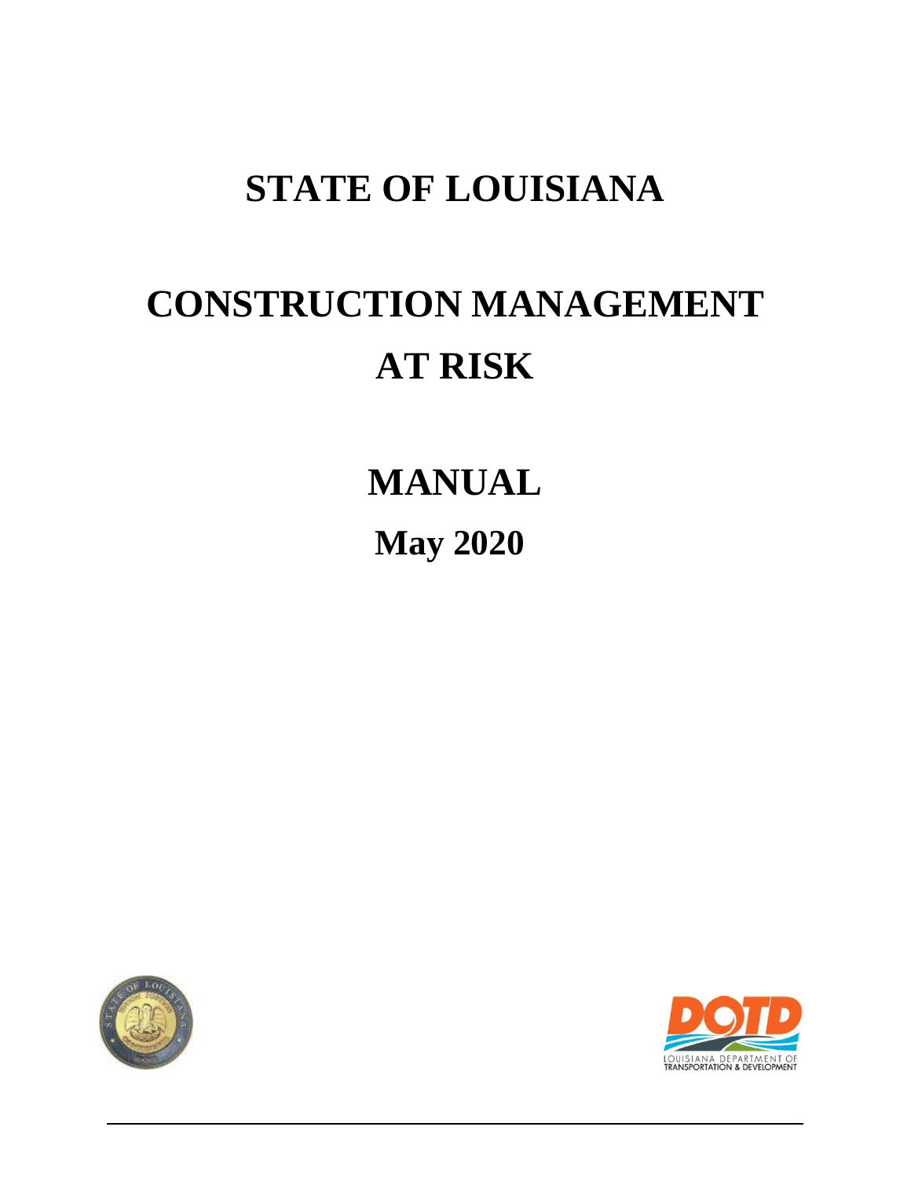# STATE OF LOUISIANA

# CONSTRUCTION MANAGEMENT AT RISK

# MANUAL

## May 2020

LOUISIANA DEPARTMENT OF TRANSPORTATION & DEVELOPMENT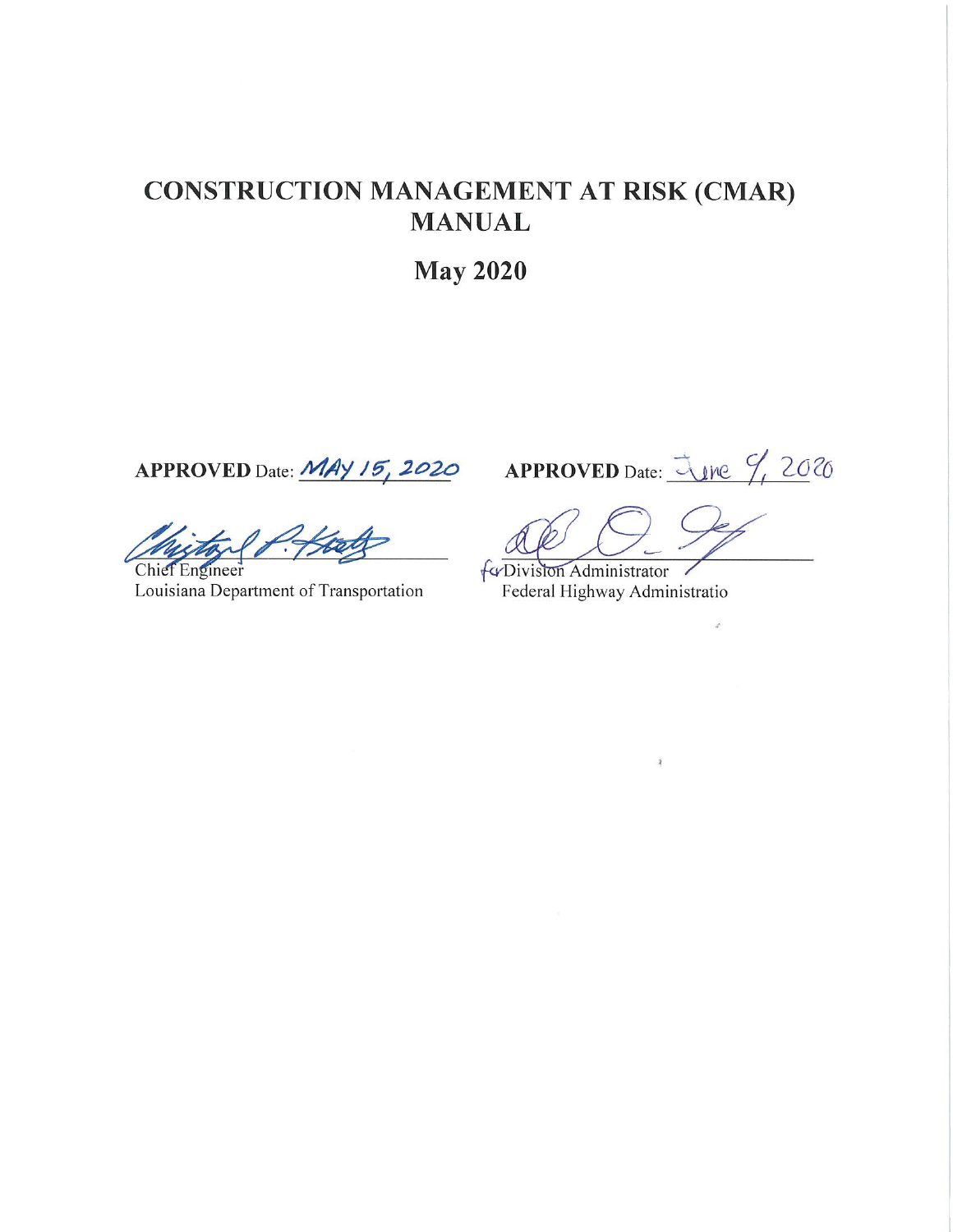# CONSTRUCTION MANAGEMENT AT RISK (CMAR) MANUAL

## May 2020

**APPROVED** Date: MAY 15, 2020

Chief Engineer
Louisiana Department of Transportation

**APPROVED** Date: June 9, 2020

for Division Administrator
Federal Highway Administratio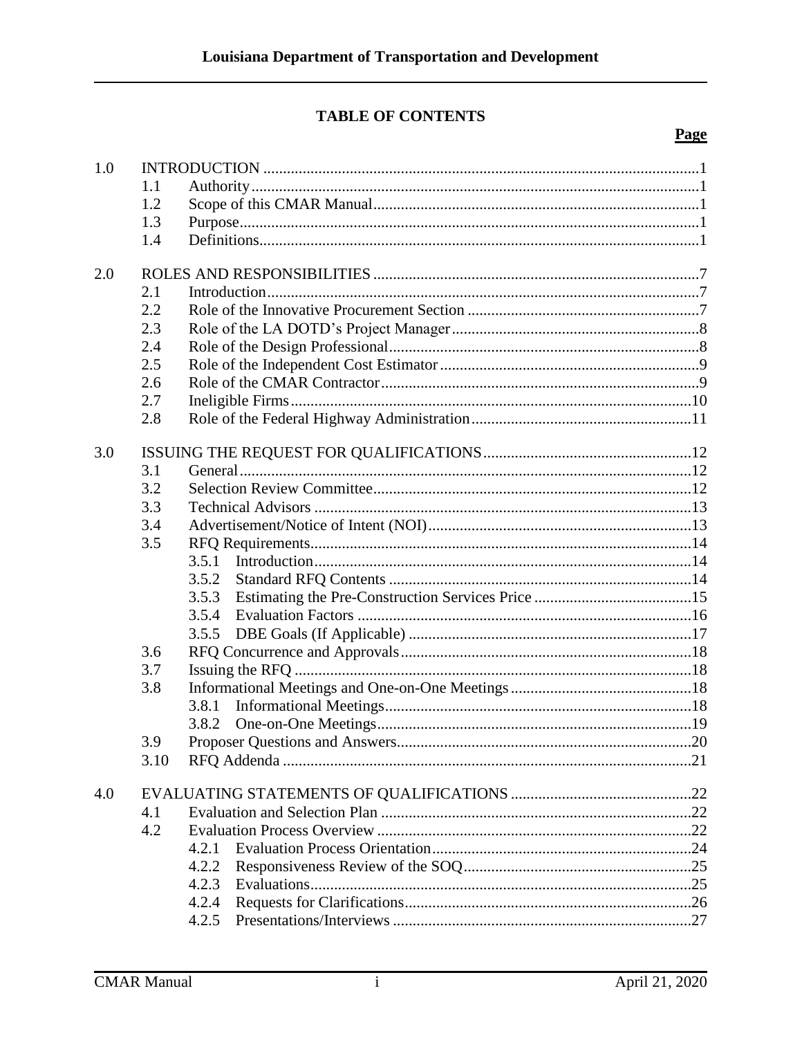## TABLE OF CONTENTS

| | | | Page |
|---|---|---|---|
| 1.0 | INTRODUCTION | | 1 |
| | 1.1 | Authority | 1 |
| | 1.2 | Scope of this CMAR Manual | 1 |
| | 1.3 | Purpose | 1 |
| | 1.4 | Definitions | 1 |
| 2.0 | ROLES AND RESPONSIBILITIES | | 7 |
| | 2.1 | Introduction | 7 |
| | 2.2 | Role of the Innovative Procurement Section | 7 |
| | 2.3 | Role of the LA DOTD's Project Manager | 8 |
| | 2.4 | Role of the Design Professional | 8 |
| | 2.5 | Role of the Independent Cost Estimator | 9 |
| | 2.6 | Role of the CMAR Contractor | 9 |
| | 2.7 | Ineligible Firms | 10 |
| | 2.8 | Role of the Federal Highway Administration | 11 |
| 3.0 | ISSUING THE REQUEST FOR QUALIFICATIONS | | 12 |
| | 3.1 | General | 12 |
| | 3.2 | Selection Review Committee | 12 |
| | 3.3 | Technical Advisors | 13 |
| | 3.4 | Advertisement/Notice of Intent (NOI) | 13 |
| | 3.5 | RFQ Requirements | 14 |
| | | 3.5.1 Introduction | 14 |
| | | 3.5.2 Standard RFQ Contents | 14 |
| | | 3.5.3 Estimating the Pre-Construction Services Price | 15 |
| | | 3.5.4 Evaluation Factors | 16 |
| | | 3.5.5 DBE Goals (If Applicable) | 17 |
| | 3.6 | RFQ Concurrence and Approvals | 18 |
| | 3.7 | Issuing the RFQ | 18 |
| | 3.8 | Informational Meetings and One-on-One Meetings | 18 |
| | | 3.8.1 Informational Meetings | 18 |
| | | 3.8.2 One-on-One Meetings | 19 |
| | 3.9 | Proposer Questions and Answers | 20 |
| | 3.10 | RFQ Addenda | 21 |
| 4.0 | EVALUATING STATEMENTS OF QUALIFICATIONS | | 22 |
| | 4.1 | Evaluation and Selection Plan | 22 |
| | 4.2 | Evaluation Process Overview | 22 |
| | | 4.2.1 Evaluation Process Orientation | 24 |
| | | 4.2.2 Responsiveness Review of the SOQ | 25 |
| | | 4.2.3 Evaluations | 25 |
| | | 4.2.4 Requests for Clarifications | 26 |
| | | 4.2.5 Presentations/Interviews | 27 |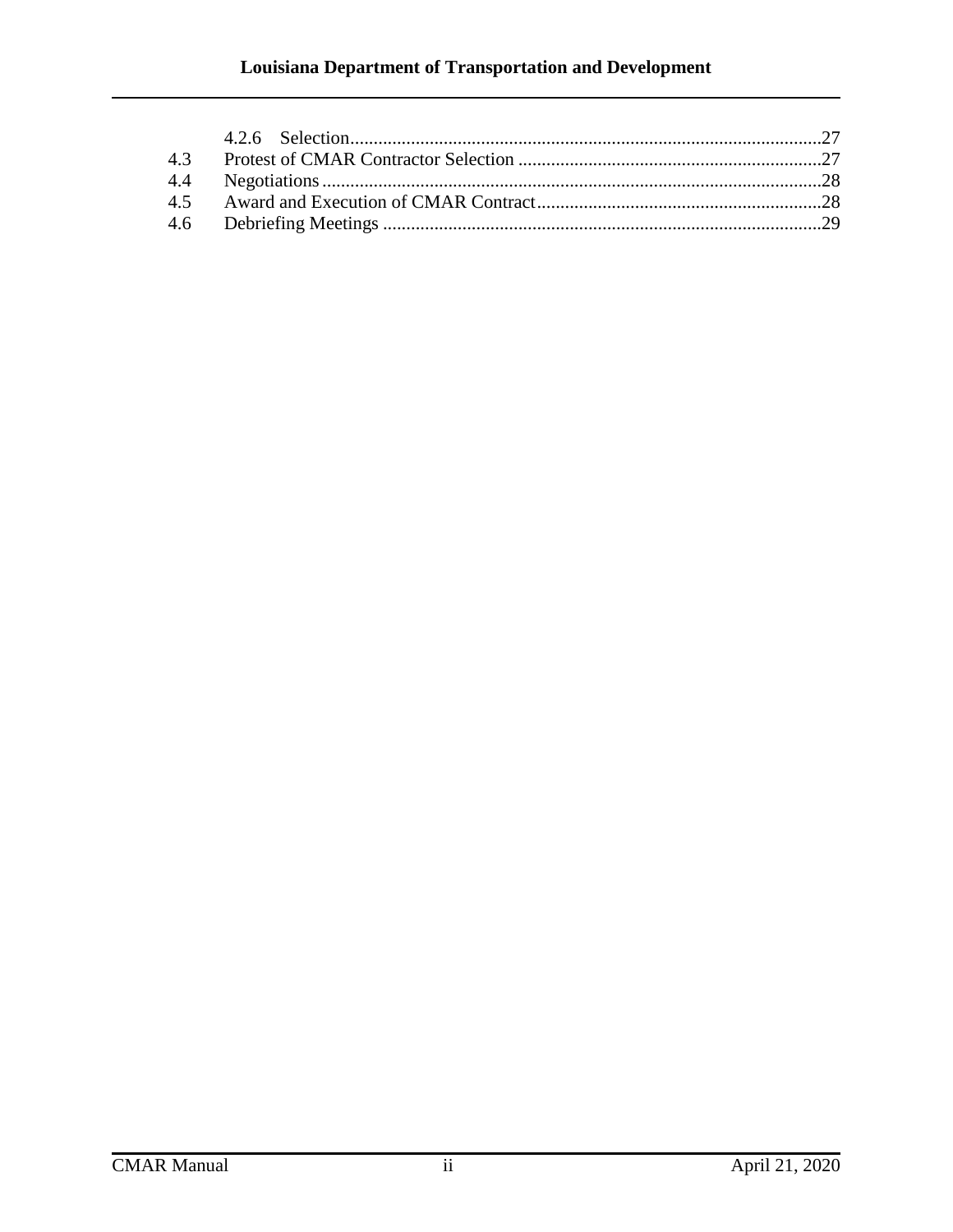4.2.6 Selection.....27

4.3 Protest of CMAR Contractor Selection .....27

4.4 Negotiations.....28

4.5 Award and Execution of CMAR Contract.....28

4.6 Debriefing Meetings .....29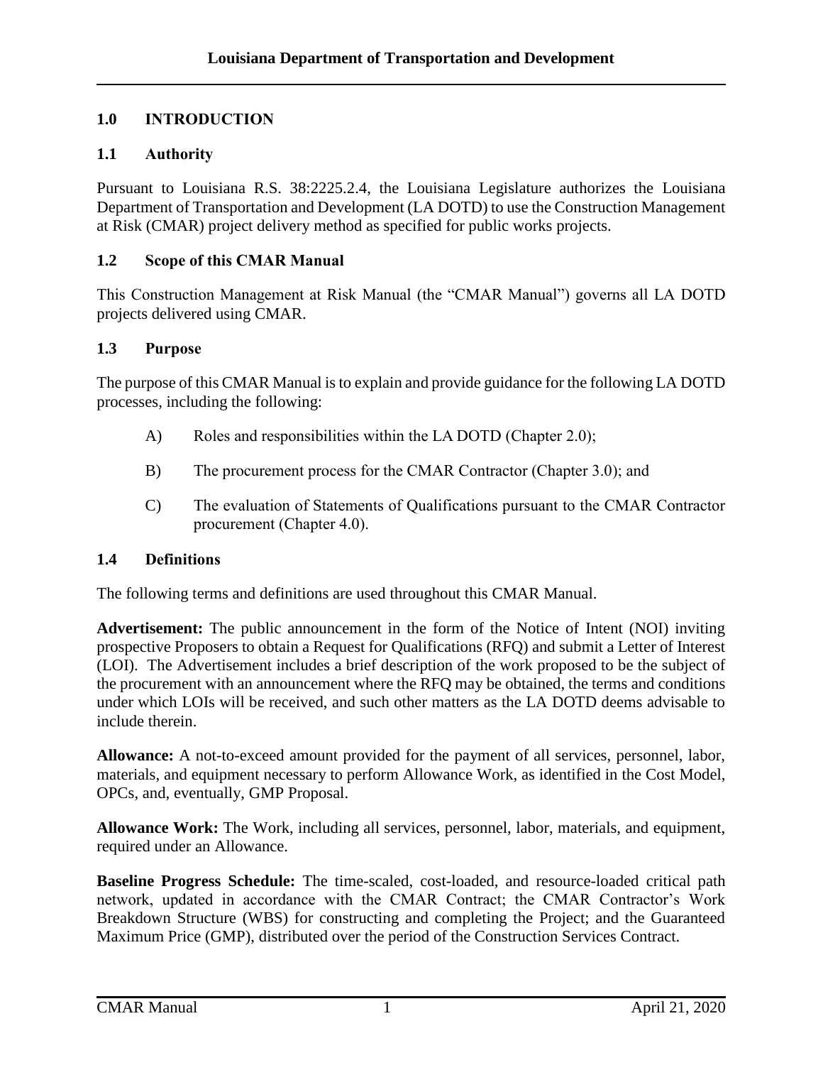## 1.0 INTRODUCTION

### 1.1 Authority

Pursuant to Louisiana R.S. 38:2225.2.4, the Louisiana Legislature authorizes the Louisiana Department of Transportation and Development (LA DOTD) to use the Construction Management at Risk (CMAR) project delivery method as specified for public works projects.

### 1.2 Scope of this CMAR Manual

This Construction Management at Risk Manual (the "CMAR Manual") governs all LA DOTD projects delivered using CMAR.

### 1.3 Purpose

The purpose of this CMAR Manual is to explain and provide guidance for the following LA DOTD processes, including the following:

A) Roles and responsibilities within the LA DOTD (Chapter 2.0);

B) The procurement process for the CMAR Contractor (Chapter 3.0); and

C) The evaluation of Statements of Qualifications pursuant to the CMAR Contractor procurement (Chapter 4.0).

### 1.4 Definitions

The following terms and definitions are used throughout this CMAR Manual.

**Advertisement:** The public announcement in the form of the Notice of Intent (NOI) inviting prospective Proposers to obtain a Request for Qualifications (RFQ) and submit a Letter of Interest (LOI). The Advertisement includes a brief description of the work proposed to be the subject of the procurement with an announcement where the RFQ may be obtained, the terms and conditions under which LOIs will be received, and such other matters as the LA DOTD deems advisable to include therein.

**Allowance:** A not-to-exceed amount provided for the payment of all services, personnel, labor, materials, and equipment necessary to perform Allowance Work, as identified in the Cost Model, OPCs, and, eventually, GMP Proposal.

**Allowance Work:** The Work, including all services, personnel, labor, materials, and equipment, required under an Allowance.

**Baseline Progress Schedule:** The time-scaled, cost-loaded, and resource-loaded critical path network, updated in accordance with the CMAR Contract; the CMAR Contractor's Work Breakdown Structure (WBS) for constructing and completing the Project; and the Guaranteed Maximum Price (GMP), distributed over the period of the Construction Services Contract.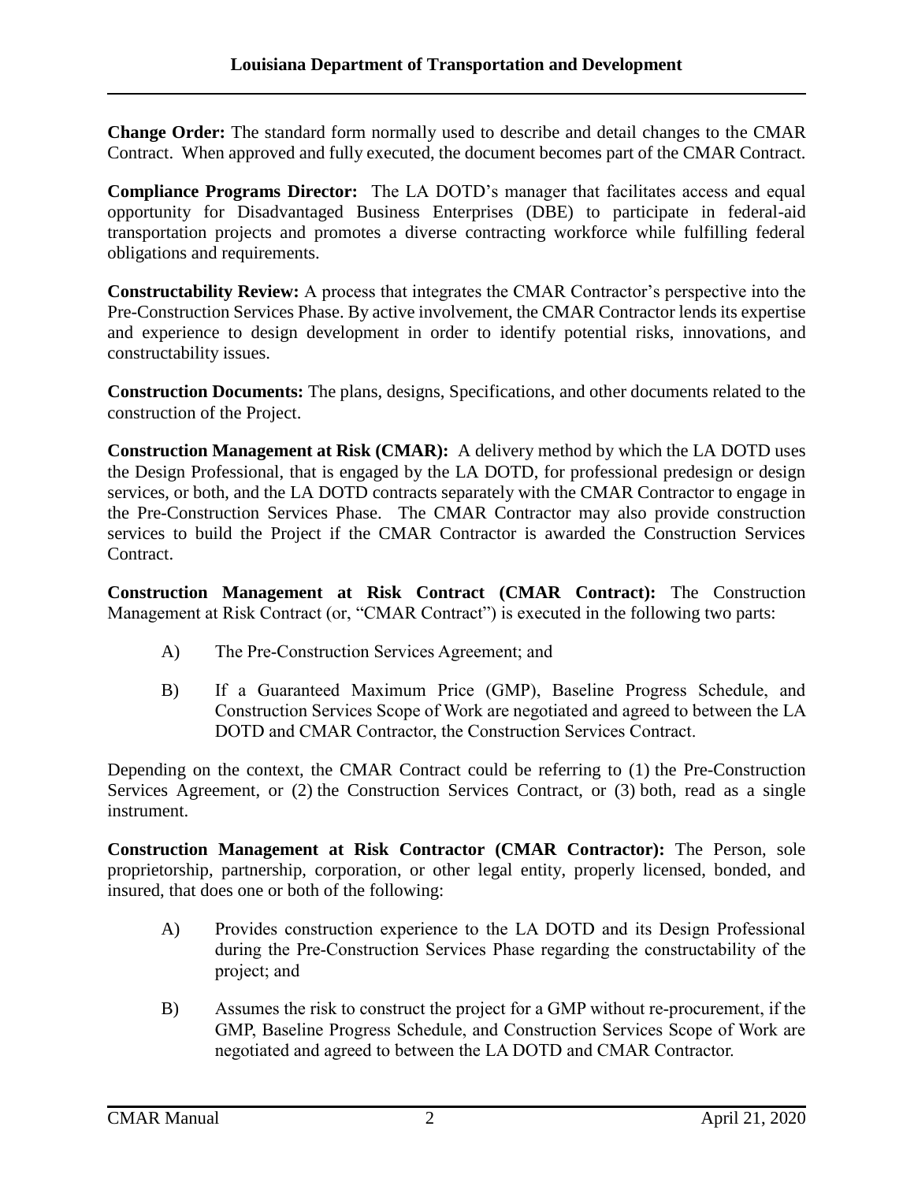**Change Order:** The standard form normally used to describe and detail changes to the CMAR Contract. When approved and fully executed, the document becomes part of the CMAR Contract.

**Compliance Programs Director:** The LA DOTD's manager that facilitates access and equal opportunity for Disadvantaged Business Enterprises (DBE) to participate in federal-aid transportation projects and promotes a diverse contracting workforce while fulfilling federal obligations and requirements.

**Constructability Review:** A process that integrates the CMAR Contractor's perspective into the Pre-Construction Services Phase. By active involvement, the CMAR Contractor lends its expertise and experience to design development in order to identify potential risks, innovations, and constructability issues.

**Construction Documents:** The plans, designs, Specifications, and other documents related to the construction of the Project.

**Construction Management at Risk (CMAR):** A delivery method by which the LA DOTD uses the Design Professional, that is engaged by the LA DOTD, for professional predesign or design services, or both, and the LA DOTD contracts separately with the CMAR Contractor to engage in the Pre-Construction Services Phase. The CMAR Contractor may also provide construction services to build the Project if the CMAR Contractor is awarded the Construction Services Contract.

**Construction Management at Risk Contract (CMAR Contract):** The Construction Management at Risk Contract (or, "CMAR Contract") is executed in the following two parts:

A) The Pre-Construction Services Agreement; and

B) If a Guaranteed Maximum Price (GMP), Baseline Progress Schedule, and Construction Services Scope of Work are negotiated and agreed to between the LA DOTD and CMAR Contractor, the Construction Services Contract.

Depending on the context, the CMAR Contract could be referring to (1) the Pre-Construction Services Agreement, or (2) the Construction Services Contract, or (3) both, read as a single instrument.

**Construction Management at Risk Contractor (CMAR Contractor):** The Person, sole proprietorship, partnership, corporation, or other legal entity, properly licensed, bonded, and insured, that does one or both of the following:

A) Provides construction experience to the LA DOTD and its Design Professional during the Pre-Construction Services Phase regarding the constructability of the project; and

B) Assumes the risk to construct the project for a GMP without re-procurement, if the GMP, Baseline Progress Schedule, and Construction Services Scope of Work are negotiated and agreed to between the LA DOTD and CMAR Contractor.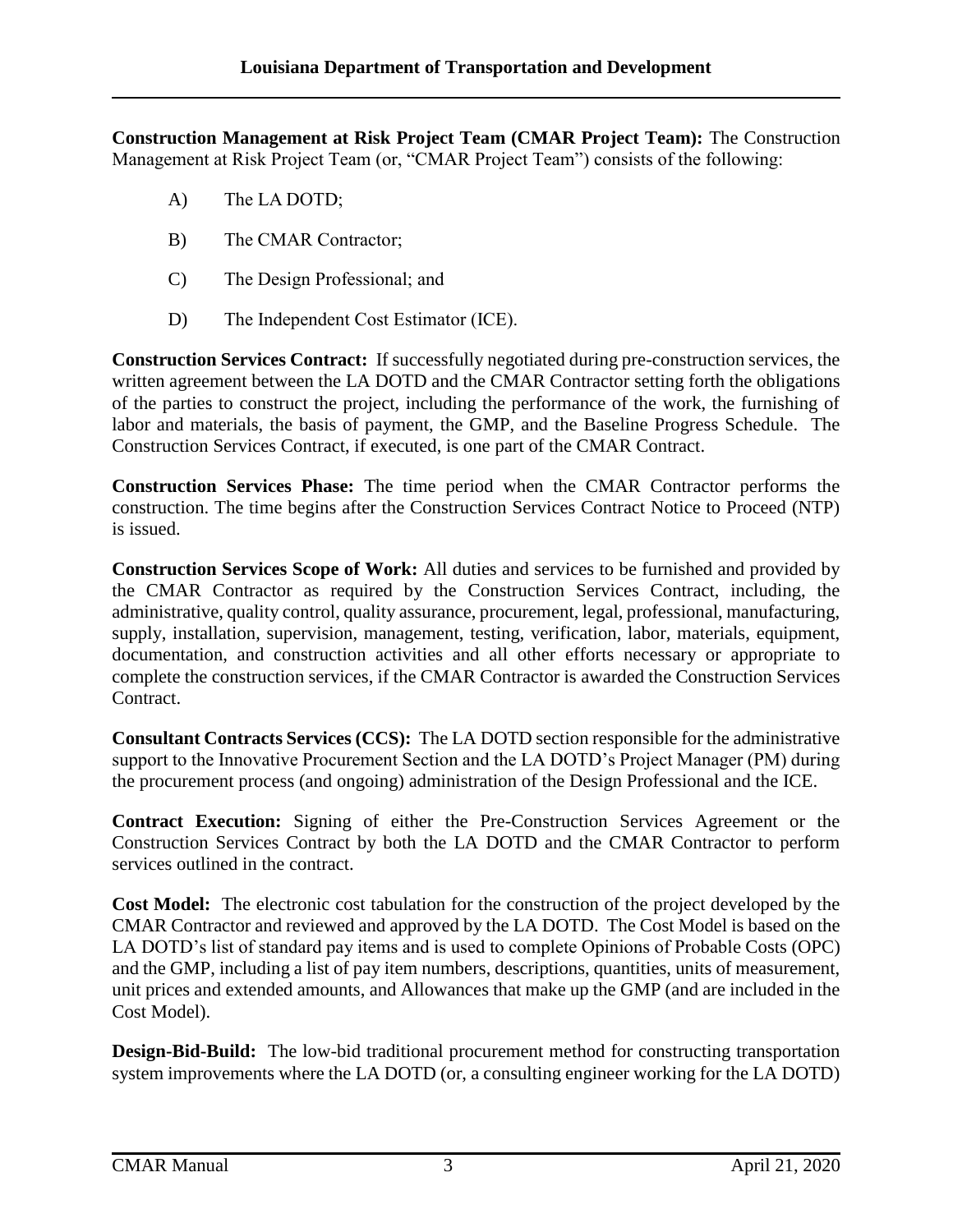**Construction Management at Risk Project Team (CMAR Project Team):** The Construction Management at Risk Project Team (or, "CMAR Project Team") consists of the following:

A) The LA DOTD;

B) The CMAR Contractor;

C) The Design Professional; and

D) The Independent Cost Estimator (ICE).

**Construction Services Contract:** If successfully negotiated during pre-construction services, the written agreement between the LA DOTD and the CMAR Contractor setting forth the obligations of the parties to construct the project, including the performance of the work, the furnishing of labor and materials, the basis of payment, the GMP, and the Baseline Progress Schedule. The Construction Services Contract, if executed, is one part of the CMAR Contract.

**Construction Services Phase:** The time period when the CMAR Contractor performs the construction. The time begins after the Construction Services Contract Notice to Proceed (NTP) is issued.

**Construction Services Scope of Work:** All duties and services to be furnished and provided by the CMAR Contractor as required by the Construction Services Contract, including, the administrative, quality control, quality assurance, procurement, legal, professional, manufacturing, supply, installation, supervision, management, testing, verification, labor, materials, equipment, documentation, and construction activities and all other efforts necessary or appropriate to complete the construction services, if the CMAR Contractor is awarded the Construction Services Contract.

**Consultant Contracts Services (CCS):** The LA DOTD section responsible for the administrative support to the Innovative Procurement Section and the LA DOTD's Project Manager (PM) during the procurement process (and ongoing) administration of the Design Professional and the ICE.

**Contract Execution:** Signing of either the Pre-Construction Services Agreement or the Construction Services Contract by both the LA DOTD and the CMAR Contractor to perform services outlined in the contract.

**Cost Model:** The electronic cost tabulation for the construction of the project developed by the CMAR Contractor and reviewed and approved by the LA DOTD. The Cost Model is based on the LA DOTD's list of standard pay items and is used to complete Opinions of Probable Costs (OPC) and the GMP, including a list of pay item numbers, descriptions, quantities, units of measurement, unit prices and extended amounts, and Allowances that make up the GMP (and are included in the Cost Model).

**Design-Bid-Build:** The low-bid traditional procurement method for constructing transportation system improvements where the LA DOTD (or, a consulting engineer working for the LA DOTD)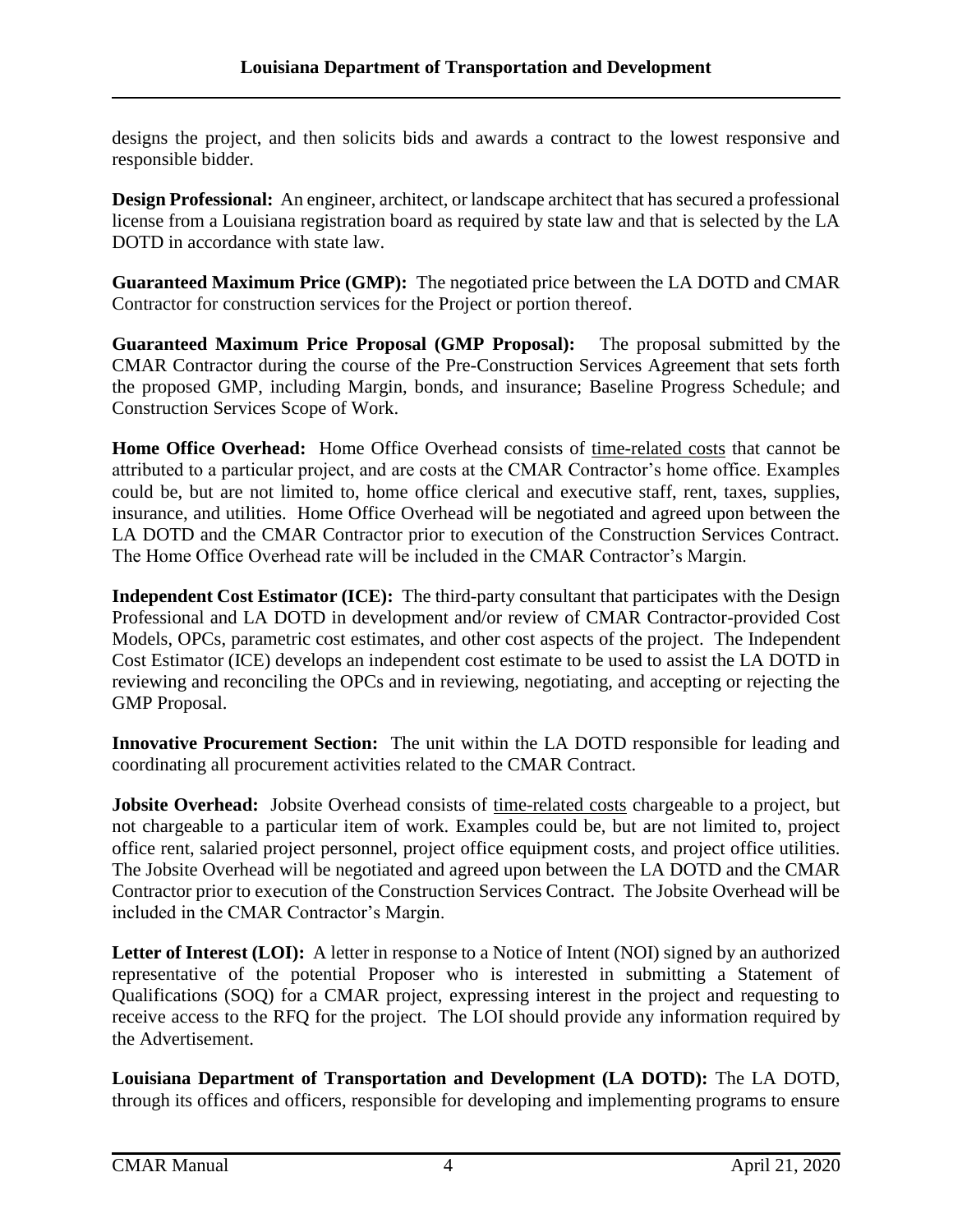designs the project, and then solicits bids and awards a contract to the lowest responsive and responsible bidder.

**Design Professional:** An engineer, architect, or landscape architect that has secured a professional license from a Louisiana registration board as required by state law and that is selected by the LA DOTD in accordance with state law.

**Guaranteed Maximum Price (GMP):** The negotiated price between the LA DOTD and CMAR Contractor for construction services for the Project or portion thereof.

**Guaranteed Maximum Price Proposal (GMP Proposal):** The proposal submitted by the CMAR Contractor during the course of the Pre-Construction Services Agreement that sets forth the proposed GMP, including Margin, bonds, and insurance; Baseline Progress Schedule; and Construction Services Scope of Work.

**Home Office Overhead:** Home Office Overhead consists of <u>time-related costs</u> that cannot be attributed to a particular project, and are costs at the CMAR Contractor's home office. Examples could be, but are not limited to, home office clerical and executive staff, rent, taxes, supplies, insurance, and utilities. Home Office Overhead will be negotiated and agreed upon between the LA DOTD and the CMAR Contractor prior to execution of the Construction Services Contract. The Home Office Overhead rate will be included in the CMAR Contractor's Margin.

**Independent Cost Estimator (ICE):** The third-party consultant that participates with the Design Professional and LA DOTD in development and/or review of CMAR Contractor-provided Cost Models, OPCs, parametric cost estimates, and other cost aspects of the project. The Independent Cost Estimator (ICE) develops an independent cost estimate to be used to assist the LA DOTD in reviewing and reconciling the OPCs and in reviewing, negotiating, and accepting or rejecting the GMP Proposal.

**Innovative Procurement Section:** The unit within the LA DOTD responsible for leading and coordinating all procurement activities related to the CMAR Contract.

**Jobsite Overhead:** Jobsite Overhead consists of <u>time-related costs</u> chargeable to a project, but not chargeable to a particular item of work. Examples could be, but are not limited to, project office rent, salaried project personnel, project office equipment costs, and project office utilities. The Jobsite Overhead will be negotiated and agreed upon between the LA DOTD and the CMAR Contractor prior to execution of the Construction Services Contract. The Jobsite Overhead will be included in the CMAR Contractor's Margin.

**Letter of Interest (LOI):** A letter in response to a Notice of Intent (NOI) signed by an authorized representative of the potential Proposer who is interested in submitting a Statement of Qualifications (SOQ) for a CMAR project, expressing interest in the project and requesting to receive access to the RFQ for the project. The LOI should provide any information required by the Advertisement.

**Louisiana Department of Transportation and Development (LA DOTD):** The LA DOTD, through its offices and officers, responsible for developing and implementing programs to ensure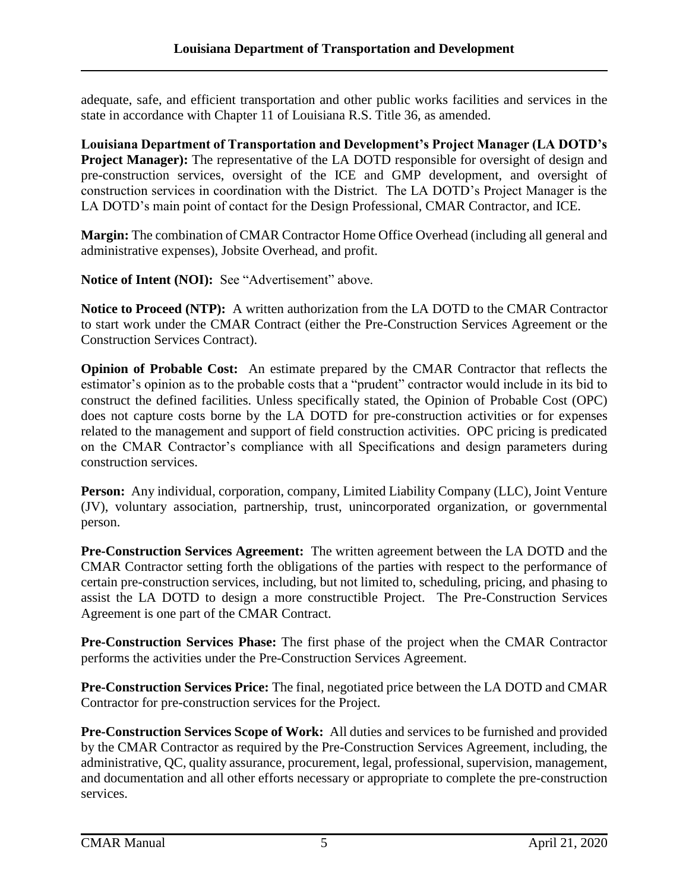adequate, safe, and efficient transportation and other public works facilities and services in the state in accordance with Chapter 11 of Louisiana R.S. Title 36, as amended.

**Louisiana Department of Transportation and Development's Project Manager (LA DOTD's Project Manager):** The representative of the LA DOTD responsible for oversight of design and pre-construction services, oversight of the ICE and GMP development, and oversight of construction services in coordination with the District. The LA DOTD's Project Manager is the LA DOTD's main point of contact for the Design Professional, CMAR Contractor, and ICE.

**Margin:** The combination of CMAR Contractor Home Office Overhead (including all general and administrative expenses), Jobsite Overhead, and profit.

**Notice of Intent (NOI):** See "Advertisement" above.

**Notice to Proceed (NTP):** A written authorization from the LA DOTD to the CMAR Contractor to start work under the CMAR Contract (either the Pre-Construction Services Agreement or the Construction Services Contract).

**Opinion of Probable Cost:** An estimate prepared by the CMAR Contractor that reflects the estimator's opinion as to the probable costs that a "prudent" contractor would include in its bid to construct the defined facilities. Unless specifically stated, the Opinion of Probable Cost (OPC) does not capture costs borne by the LA DOTD for pre-construction activities or for expenses related to the management and support of field construction activities. OPC pricing is predicated on the CMAR Contractor's compliance with all Specifications and design parameters during construction services.

**Person:** Any individual, corporation, company, Limited Liability Company (LLC), Joint Venture (JV), voluntary association, partnership, trust, unincorporated organization, or governmental person.

**Pre-Construction Services Agreement:** The written agreement between the LA DOTD and the CMAR Contractor setting forth the obligations of the parties with respect to the performance of certain pre-construction services, including, but not limited to, scheduling, pricing, and phasing to assist the LA DOTD to design a more constructible Project. The Pre-Construction Services Agreement is one part of the CMAR Contract.

**Pre-Construction Services Phase:** The first phase of the project when the CMAR Contractor performs the activities under the Pre-Construction Services Agreement.

**Pre-Construction Services Price:** The final, negotiated price between the LA DOTD and CMAR Contractor for pre-construction services for the Project.

**Pre-Construction Services Scope of Work:** All duties and services to be furnished and provided by the CMAR Contractor as required by the Pre-Construction Services Agreement, including, the administrative, QC, quality assurance, procurement, legal, professional, supervision, management, and documentation and all other efforts necessary or appropriate to complete the pre-construction services.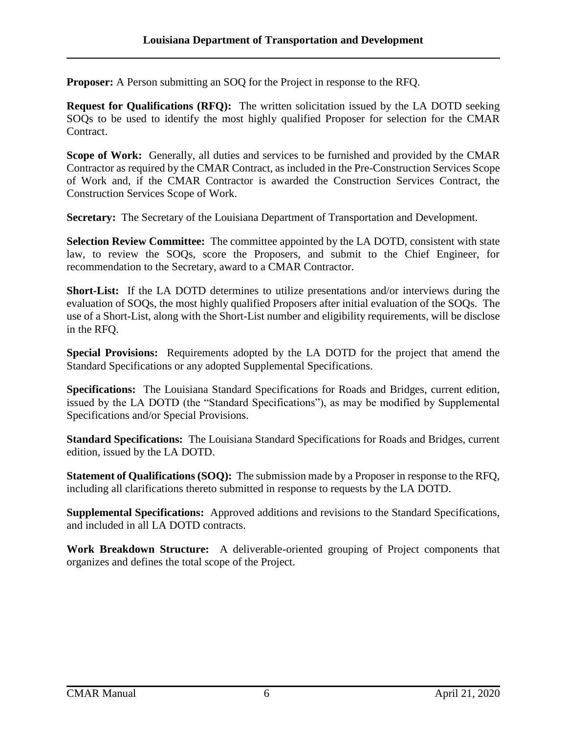**Proposer:** A Person submitting an SOQ for the Project in response to the RFQ.

**Request for Qualifications (RFQ):** The written solicitation issued by the LA DOTD seeking SOQs to be used to identify the most highly qualified Proposer for selection for the CMAR Contract.

**Scope of Work:** Generally, all duties and services to be furnished and provided by the CMAR Contractor as required by the CMAR Contract, as included in the Pre-Construction Services Scope of Work and, if the CMAR Contractor is awarded the Construction Services Contract, the Construction Services Scope of Work.

**Secretary:** The Secretary of the Louisiana Department of Transportation and Development.

**Selection Review Committee:** The committee appointed by the LA DOTD, consistent with state law, to review the SOQs, score the Proposers, and submit to the Chief Engineer, for recommendation to the Secretary, award to a CMAR Contractor.

**Short-List:** If the LA DOTD determines to utilize presentations and/or interviews during the evaluation of SOQs, the most highly qualified Proposers after initial evaluation of the SOQs. The use of a Short-List, along with the Short-List number and eligibility requirements, will be disclose in the RFQ.

**Special Provisions:** Requirements adopted by the LA DOTD for the project that amend the Standard Specifications or any adopted Supplemental Specifications.

**Specifications:** The Louisiana Standard Specifications for Roads and Bridges, current edition, issued by the LA DOTD (the "Standard Specifications"), as may be modified by Supplemental Specifications and/or Special Provisions.

**Standard Specifications:** The Louisiana Standard Specifications for Roads and Bridges, current edition, issued by the LA DOTD.

**Statement of Qualifications (SOQ):** The submission made by a Proposer in response to the RFQ, including all clarifications thereto submitted in response to requests by the LA DOTD.

**Supplemental Specifications:** Approved additions and revisions to the Standard Specifications, and included in all LA DOTD contracts.

**Work Breakdown Structure:** A deliverable-oriented grouping of Project components that organizes and defines the total scope of the Project.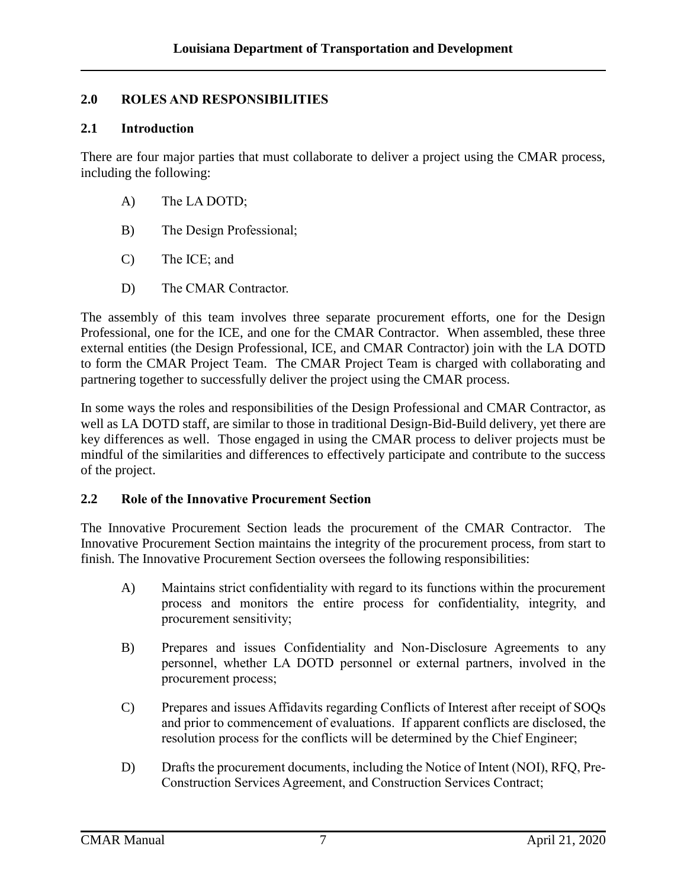## 2.0 ROLES AND RESPONSIBILITIES

### 2.1 Introduction

There are four major parties that must collaborate to deliver a project using the CMAR process, including the following:

A) The LA DOTD;

B) The Design Professional;

C) The ICE; and

D) The CMAR Contractor.

The assembly of this team involves three separate procurement efforts, one for the Design Professional, one for the ICE, and one for the CMAR Contractor. When assembled, these three external entities (the Design Professional, ICE, and CMAR Contractor) join with the LA DOTD to form the CMAR Project Team. The CMAR Project Team is charged with collaborating and partnering together to successfully deliver the project using the CMAR process.

In some ways the roles and responsibilities of the Design Professional and CMAR Contractor, as well as LA DOTD staff, are similar to those in traditional Design-Bid-Build delivery, yet there are key differences as well. Those engaged in using the CMAR process to deliver projects must be mindful of the similarities and differences to effectively participate and contribute to the success of the project.

### 2.2 Role of the Innovative Procurement Section

The Innovative Procurement Section leads the procurement of the CMAR Contractor. The Innovative Procurement Section maintains the integrity of the procurement process, from start to finish. The Innovative Procurement Section oversees the following responsibilities:

A) Maintains strict confidentiality with regard to its functions within the procurement process and monitors the entire process for confidentiality, integrity, and procurement sensitivity;

B) Prepares and issues Confidentiality and Non-Disclosure Agreements to any personnel, whether LA DOTD personnel or external partners, involved in the procurement process;

C) Prepares and issues Affidavits regarding Conflicts of Interest after receipt of SOQs and prior to commencement of evaluations. If apparent conflicts are disclosed, the resolution process for the conflicts will be determined by the Chief Engineer;

D) Drafts the procurement documents, including the Notice of Intent (NOI), RFQ, Pre-Construction Services Agreement, and Construction Services Contract;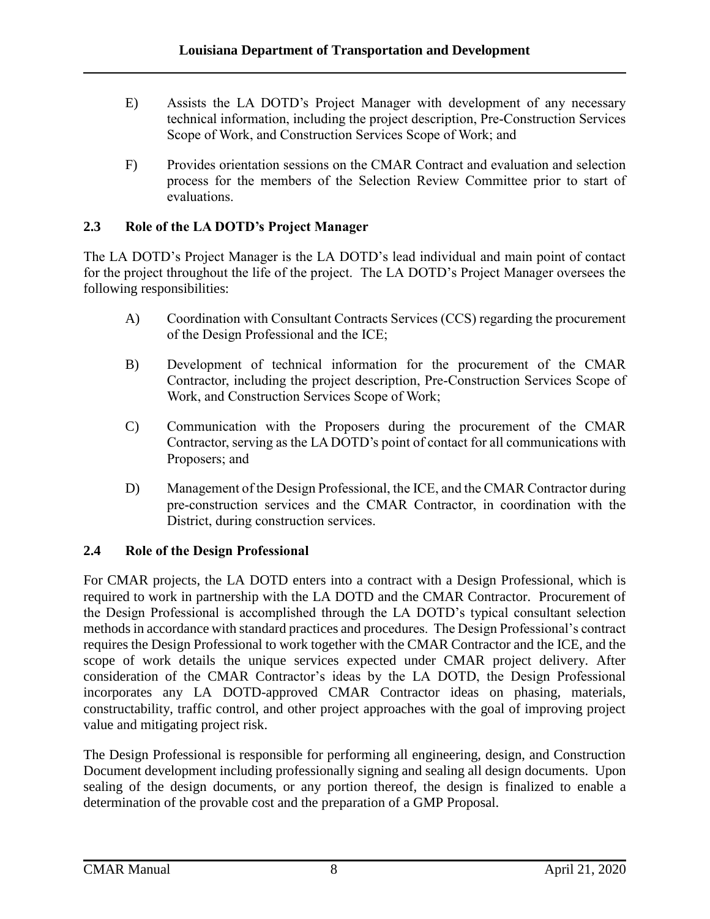E) Assists the LA DOTD's Project Manager with development of any necessary technical information, including the project description, Pre-Construction Services Scope of Work, and Construction Services Scope of Work; and

F) Provides orientation sessions on the CMAR Contract and evaluation and selection process for the members of the Selection Review Committee prior to start of evaluations.

## 2.3 Role of the LA DOTD's Project Manager

The LA DOTD's Project Manager is the LA DOTD's lead individual and main point of contact for the project throughout the life of the project. The LA DOTD's Project Manager oversees the following responsibilities:

A) Coordination with Consultant Contracts Services (CCS) regarding the procurement of the Design Professional and the ICE;

B) Development of technical information for the procurement of the CMAR Contractor, including the project description, Pre-Construction Services Scope of Work, and Construction Services Scope of Work;

C) Communication with the Proposers during the procurement of the CMAR Contractor, serving as the LA DOTD's point of contact for all communications with Proposers; and

D) Management of the Design Professional, the ICE, and the CMAR Contractor during pre-construction services and the CMAR Contractor, in coordination with the District, during construction services.

## 2.4 Role of the Design Professional

For CMAR projects, the LA DOTD enters into a contract with a Design Professional, which is required to work in partnership with the LA DOTD and the CMAR Contractor. Procurement of the Design Professional is accomplished through the LA DOTD's typical consultant selection methods in accordance with standard practices and procedures. The Design Professional's contract requires the Design Professional to work together with the CMAR Contractor and the ICE, and the scope of work details the unique services expected under CMAR project delivery. After consideration of the CMAR Contractor's ideas by the LA DOTD, the Design Professional incorporates any LA DOTD-approved CMAR Contractor ideas on phasing, materials, constructability, traffic control, and other project approaches with the goal of improving project value and mitigating project risk.

The Design Professional is responsible for performing all engineering, design, and Construction Document development including professionally signing and sealing all design documents. Upon sealing of the design documents, or any portion thereof, the design is finalized to enable a determination of the provable cost and the preparation of a GMP Proposal.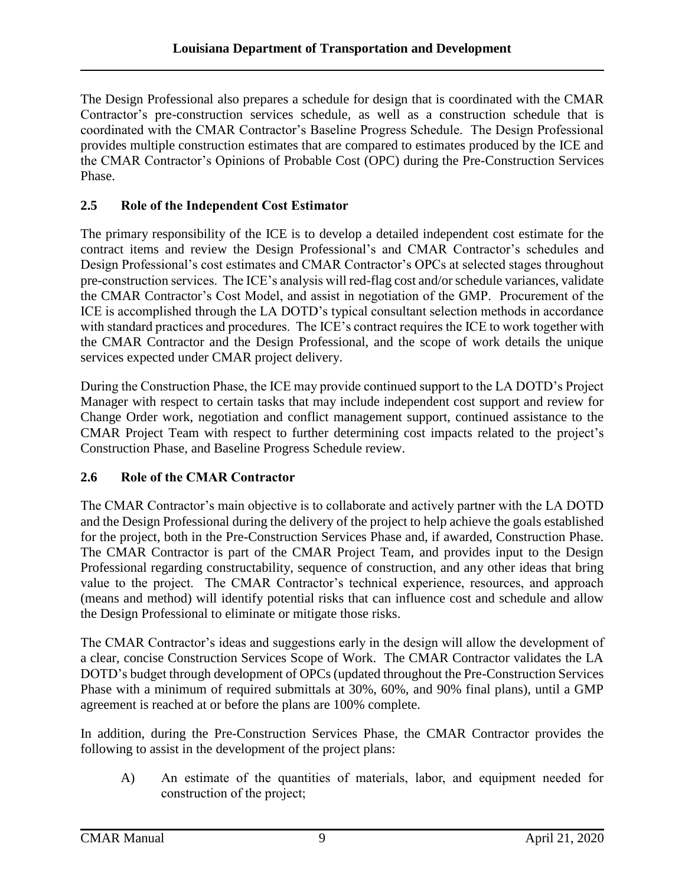The Design Professional also prepares a schedule for design that is coordinated with the CMAR Contractor's pre-construction services schedule, as well as a construction schedule that is coordinated with the CMAR Contractor's Baseline Progress Schedule. The Design Professional provides multiple construction estimates that are compared to estimates produced by the ICE and the CMAR Contractor's Opinions of Probable Cost (OPC) during the Pre-Construction Services Phase.

## 2.5 Role of the Independent Cost Estimator

The primary responsibility of the ICE is to develop a detailed independent cost estimate for the contract items and review the Design Professional's and CMAR Contractor's schedules and Design Professional's cost estimates and CMAR Contractor's OPCs at selected stages throughout pre-construction services. The ICE's analysis will red-flag cost and/or schedule variances, validate the CMAR Contractor's Cost Model, and assist in negotiation of the GMP. Procurement of the ICE is accomplished through the LA DOTD's typical consultant selection methods in accordance with standard practices and procedures. The ICE's contract requires the ICE to work together with the CMAR Contractor and the Design Professional, and the scope of work details the unique services expected under CMAR project delivery.

During the Construction Phase, the ICE may provide continued support to the LA DOTD's Project Manager with respect to certain tasks that may include independent cost support and review for Change Order work, negotiation and conflict management support, continued assistance to the CMAR Project Team with respect to further determining cost impacts related to the project's Construction Phase, and Baseline Progress Schedule review.

## 2.6 Role of the CMAR Contractor

The CMAR Contractor's main objective is to collaborate and actively partner with the LA DOTD and the Design Professional during the delivery of the project to help achieve the goals established for the project, both in the Pre-Construction Services Phase and, if awarded, Construction Phase. The CMAR Contractor is part of the CMAR Project Team, and provides input to the Design Professional regarding constructability, sequence of construction, and any other ideas that bring value to the project. The CMAR Contractor's technical experience, resources, and approach (means and method) will identify potential risks that can influence cost and schedule and allow the Design Professional to eliminate or mitigate those risks.

The CMAR Contractor's ideas and suggestions early in the design will allow the development of a clear, concise Construction Services Scope of Work. The CMAR Contractor validates the LA DOTD's budget through development of OPCs (updated throughout the Pre-Construction Services Phase with a minimum of required submittals at 30%, 60%, and 90% final plans), until a GMP agreement is reached at or before the plans are 100% complete.

In addition, during the Pre-Construction Services Phase, the CMAR Contractor provides the following to assist in the development of the project plans:

A) An estimate of the quantities of materials, labor, and equipment needed for construction of the project;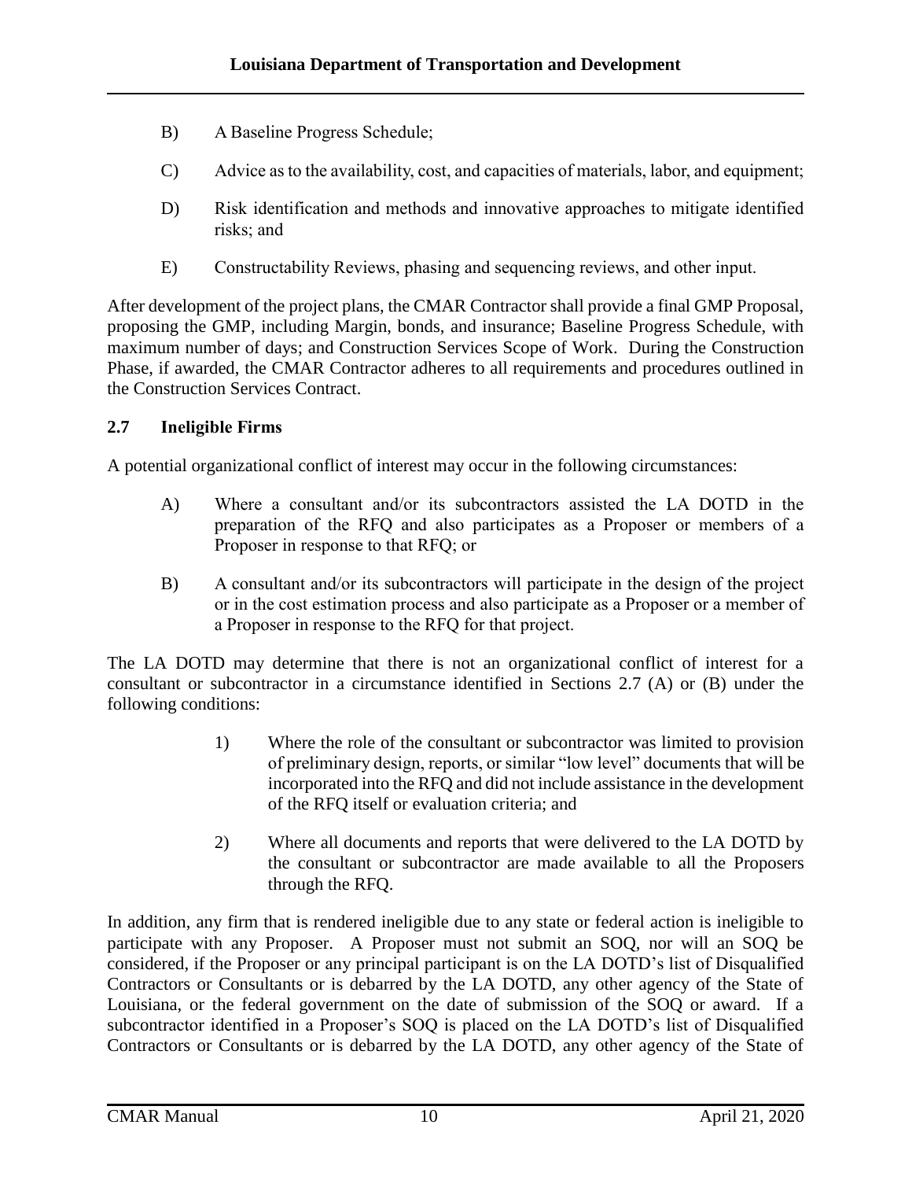B) A Baseline Progress Schedule;

C) Advice as to the availability, cost, and capacities of materials, labor, and equipment;

D) Risk identification and methods and innovative approaches to mitigate identified risks; and

E) Constructability Reviews, phasing and sequencing reviews, and other input.

After development of the project plans, the CMAR Contractor shall provide a final GMP Proposal, proposing the GMP, including Margin, bonds, and insurance; Baseline Progress Schedule, with maximum number of days; and Construction Services Scope of Work. During the Construction Phase, if awarded, the CMAR Contractor adheres to all requirements and procedures outlined in the Construction Services Contract.

### 2.7 Ineligible Firms

A potential organizational conflict of interest may occur in the following circumstances:

A) Where a consultant and/or its subcontractors assisted the LA DOTD in the preparation of the RFQ and also participates as a Proposer or members of a Proposer in response to that RFQ; or

B) A consultant and/or its subcontractors will participate in the design of the project or in the cost estimation process and also participate as a Proposer or a member of a Proposer in response to the RFQ for that project.

The LA DOTD may determine that there is not an organizational conflict of interest for a consultant or subcontractor in a circumstance identified in Sections 2.7 (A) or (B) under the following conditions:

1) Where the role of the consultant or subcontractor was limited to provision of preliminary design, reports, or similar "low level" documents that will be incorporated into the RFQ and did not include assistance in the development of the RFQ itself or evaluation criteria; and

2) Where all documents and reports that were delivered to the LA DOTD by the consultant or subcontractor are made available to all the Proposers through the RFQ.

In addition, any firm that is rendered ineligible due to any state or federal action is ineligible to participate with any Proposer. A Proposer must not submit an SOQ, nor will an SOQ be considered, if the Proposer or any principal participant is on the LA DOTD's list of Disqualified Contractors or Consultants or is debarred by the LA DOTD, any other agency of the State of Louisiana, or the federal government on the date of submission of the SOQ or award. If a subcontractor identified in a Proposer's SOQ is placed on the LA DOTD's list of Disqualified Contractors or Consultants or is debarred by the LA DOTD, any other agency of the State of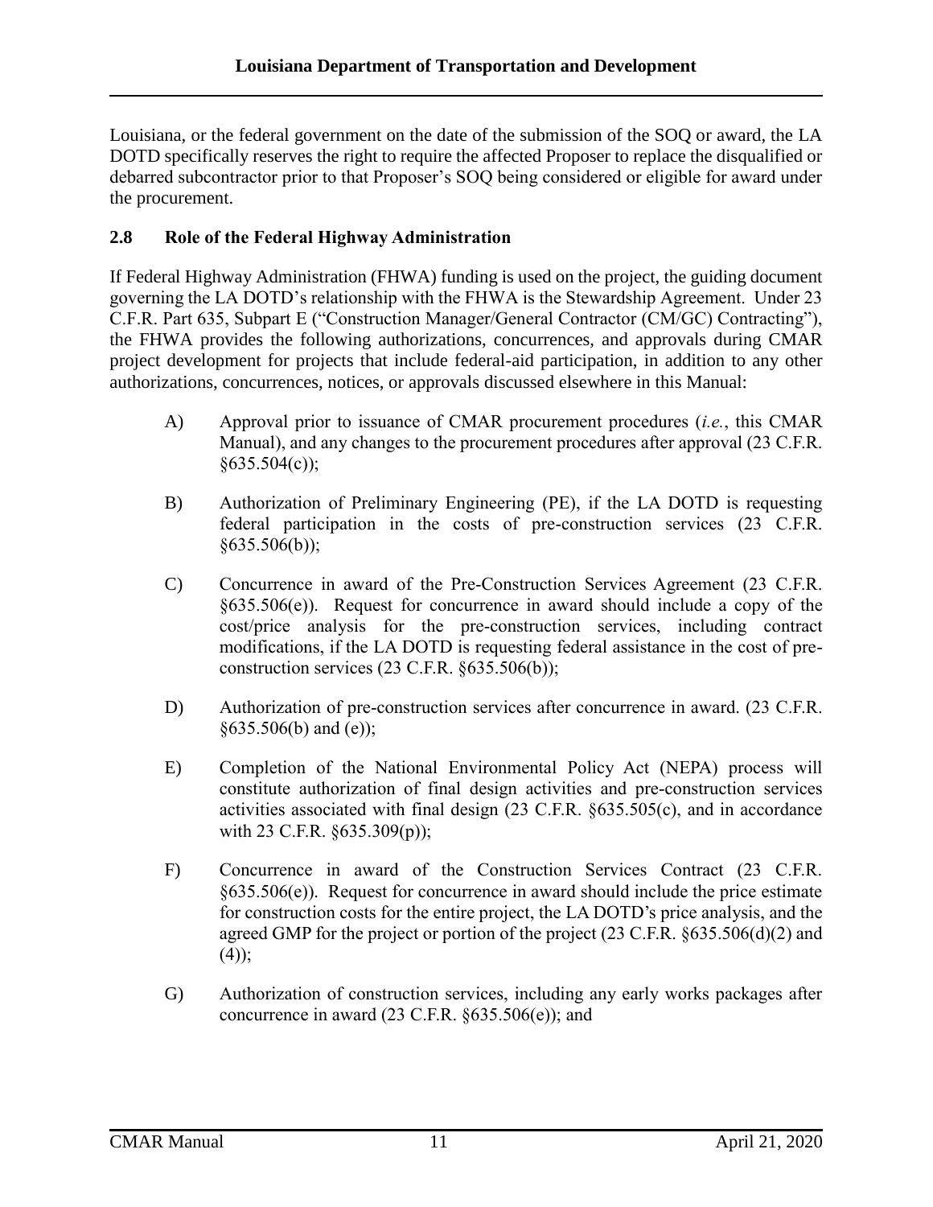Louisiana, or the federal government on the date of the submission of the SOQ or award, the LA DOTD specifically reserves the right to require the affected Proposer to replace the disqualified or debarred subcontractor prior to that Proposer's SOQ being considered or eligible for award under the procurement.

## 2.8 Role of the Federal Highway Administration

If Federal Highway Administration (FHWA) funding is used on the project, the guiding document governing the LA DOTD's relationship with the FHWA is the Stewardship Agreement. Under 23 C.F.R. Part 635, Subpart E ("Construction Manager/General Contractor (CM/GC) Contracting"), the FHWA provides the following authorizations, concurrences, and approvals during CMAR project development for projects that include federal-aid participation, in addition to any other authorizations, concurrences, notices, or approvals discussed elsewhere in this Manual:

A) Approval prior to issuance of CMAR procurement procedures (*i.e.*, this CMAR Manual), and any changes to the procurement procedures after approval (23 C.F.R. §635.504(c));

B) Authorization of Preliminary Engineering (PE), if the LA DOTD is requesting federal participation in the costs of pre-construction services (23 C.F.R. §635.506(b));

C) Concurrence in award of the Pre-Construction Services Agreement (23 C.F.R. §635.506(e)). Request for concurrence in award should include a copy of the cost/price analysis for the pre-construction services, including contract modifications, if the LA DOTD is requesting federal assistance in the cost of pre-construction services (23 C.F.R. §635.506(b));

D) Authorization of pre-construction services after concurrence in award. (23 C.F.R. §635.506(b) and (e));

E) Completion of the National Environmental Policy Act (NEPA) process will constitute authorization of final design activities and pre-construction services activities associated with final design (23 C.F.R. §635.505(c), and in accordance with 23 C.F.R. §635.309(p));

F) Concurrence in award of the Construction Services Contract (23 C.F.R. §635.506(e)). Request for concurrence in award should include the price estimate for construction costs for the entire project, the LA DOTD's price analysis, and the agreed GMP for the project or portion of the project (23 C.F.R. §635.506(d)(2) and (4));

G) Authorization of construction services, including any early works packages after concurrence in award (23 C.F.R. §635.506(e)); and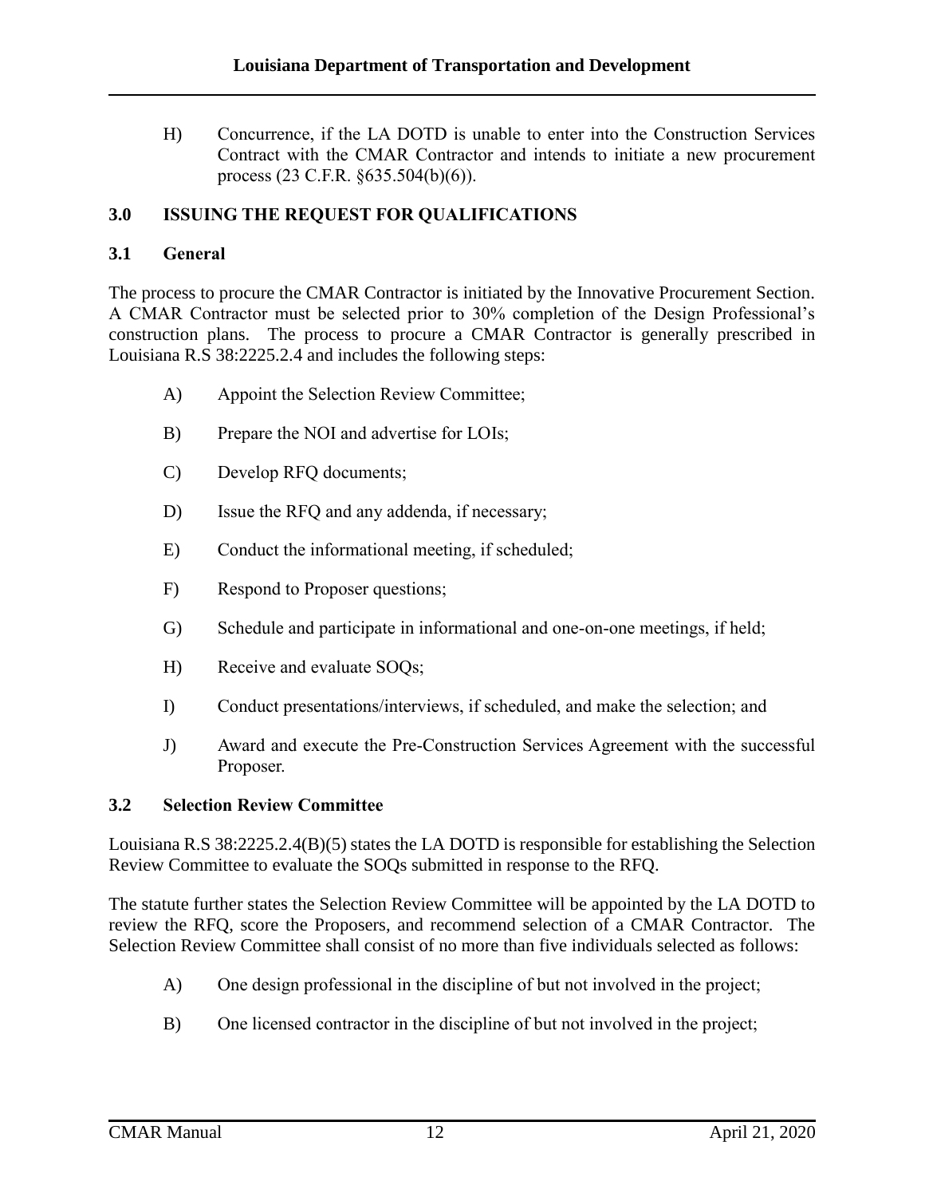H) Concurrence, if the LA DOTD is unable to enter into the Construction Services Contract with the CMAR Contractor and intends to initiate a new procurement process (23 C.F.R. §635.504(b)(6)).

## 3.0 ISSUING THE REQUEST FOR QUALIFICATIONS

### 3.1 General

The process to procure the CMAR Contractor is initiated by the Innovative Procurement Section. A CMAR Contractor must be selected prior to 30% completion of the Design Professional's construction plans. The process to procure a CMAR Contractor is generally prescribed in Louisiana R.S 38:2225.2.4 and includes the following steps:

A) Appoint the Selection Review Committee;

B) Prepare the NOI and advertise for LOIs;

C) Develop RFQ documents;

D) Issue the RFQ and any addenda, if necessary;

E) Conduct the informational meeting, if scheduled;

F) Respond to Proposer questions;

G) Schedule and participate in informational and one-on-one meetings, if held;

H) Receive and evaluate SOQs;

I) Conduct presentations/interviews, if scheduled, and make the selection; and

J) Award and execute the Pre-Construction Services Agreement with the successful Proposer.

### 3.2 Selection Review Committee

Louisiana R.S 38:2225.2.4(B)(5) states the LA DOTD is responsible for establishing the Selection Review Committee to evaluate the SOQs submitted in response to the RFQ.

The statute further states the Selection Review Committee will be appointed by the LA DOTD to review the RFQ, score the Proposers, and recommend selection of a CMAR Contractor. The Selection Review Committee shall consist of no more than five individuals selected as follows:

A) One design professional in the discipline of but not involved in the project;

B) One licensed contractor in the discipline of but not involved in the project;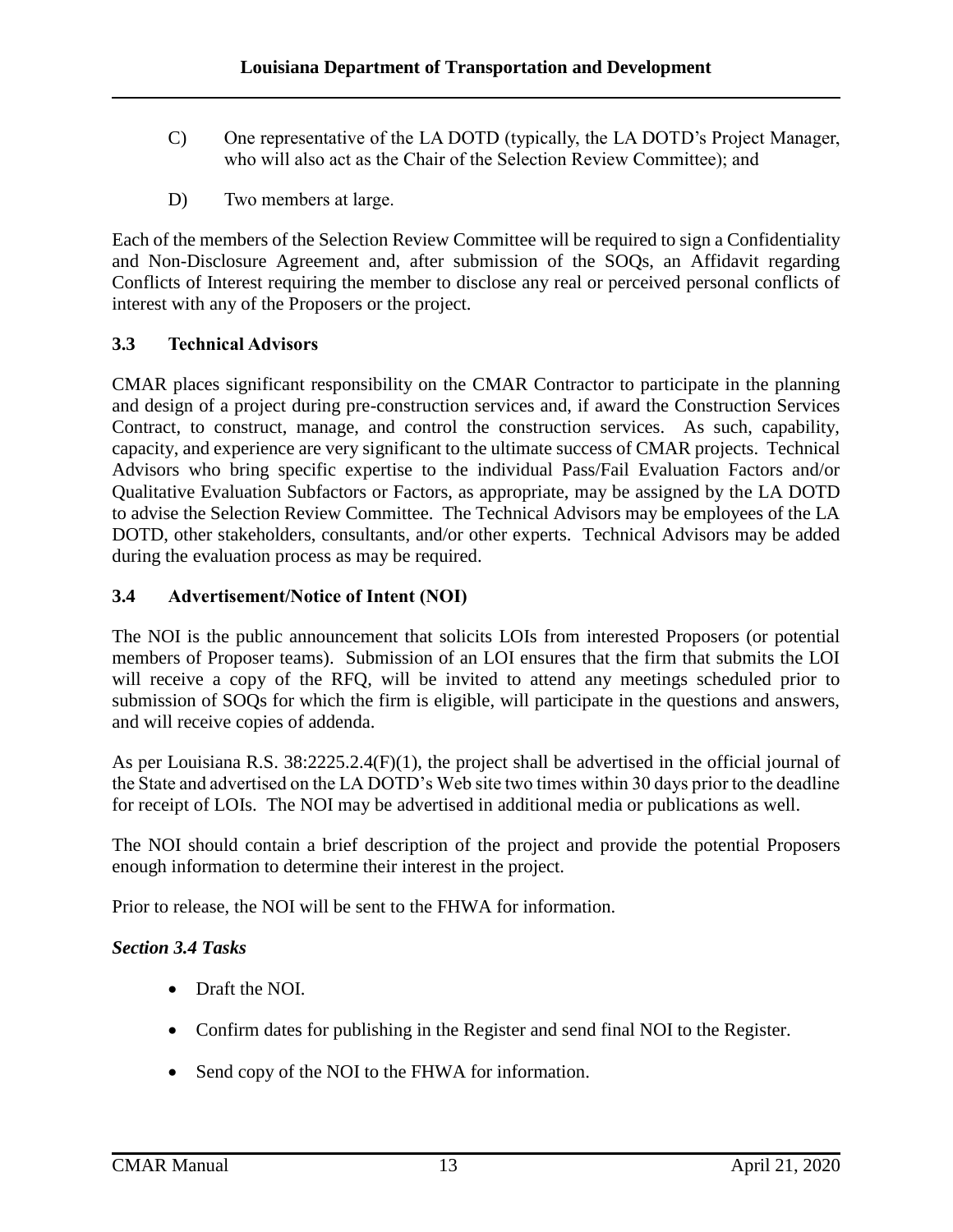C) One representative of the LA DOTD (typically, the LA DOTD's Project Manager, who will also act as the Chair of the Selection Review Committee); and

D) Two members at large.

Each of the members of the Selection Review Committee will be required to sign a Confidentiality and Non-Disclosure Agreement and, after submission of the SOQs, an Affidavit regarding Conflicts of Interest requiring the member to disclose any real or perceived personal conflicts of interest with any of the Proposers or the project.

### 3.3 Technical Advisors

CMAR places significant responsibility on the CMAR Contractor to participate in the planning and design of a project during pre-construction services and, if award the Construction Services Contract, to construct, manage, and control the construction services. As such, capability, capacity, and experience are very significant to the ultimate success of CMAR projects. Technical Advisors who bring specific expertise to the individual Pass/Fail Evaluation Factors and/or Qualitative Evaluation Subfactors or Factors, as appropriate, may be assigned by the LA DOTD to advise the Selection Review Committee. The Technical Advisors may be employees of the LA DOTD, other stakeholders, consultants, and/or other experts. Technical Advisors may be added during the evaluation process as may be required.

### 3.4 Advertisement/Notice of Intent (NOI)

The NOI is the public announcement that solicits LOIs from interested Proposers (or potential members of Proposer teams). Submission of an LOI ensures that the firm that submits the LOI will receive a copy of the RFQ, will be invited to attend any meetings scheduled prior to submission of SOQs for which the firm is eligible, will participate in the questions and answers, and will receive copies of addenda.

As per Louisiana R.S. 38:2225.2.4(F)(1), the project shall be advertised in the official journal of the State and advertised on the LA DOTD's Web site two times within 30 days prior to the deadline for receipt of LOIs. The NOI may be advertised in additional media or publications as well.

The NOI should contain a brief description of the project and provide the potential Proposers enough information to determine their interest in the project.

Prior to release, the NOI will be sent to the FHWA for information.

***Section 3.4 Tasks***

- Draft the NOI.
- Confirm dates for publishing in the Register and send final NOI to the Register.
- Send copy of the NOI to the FHWA for information.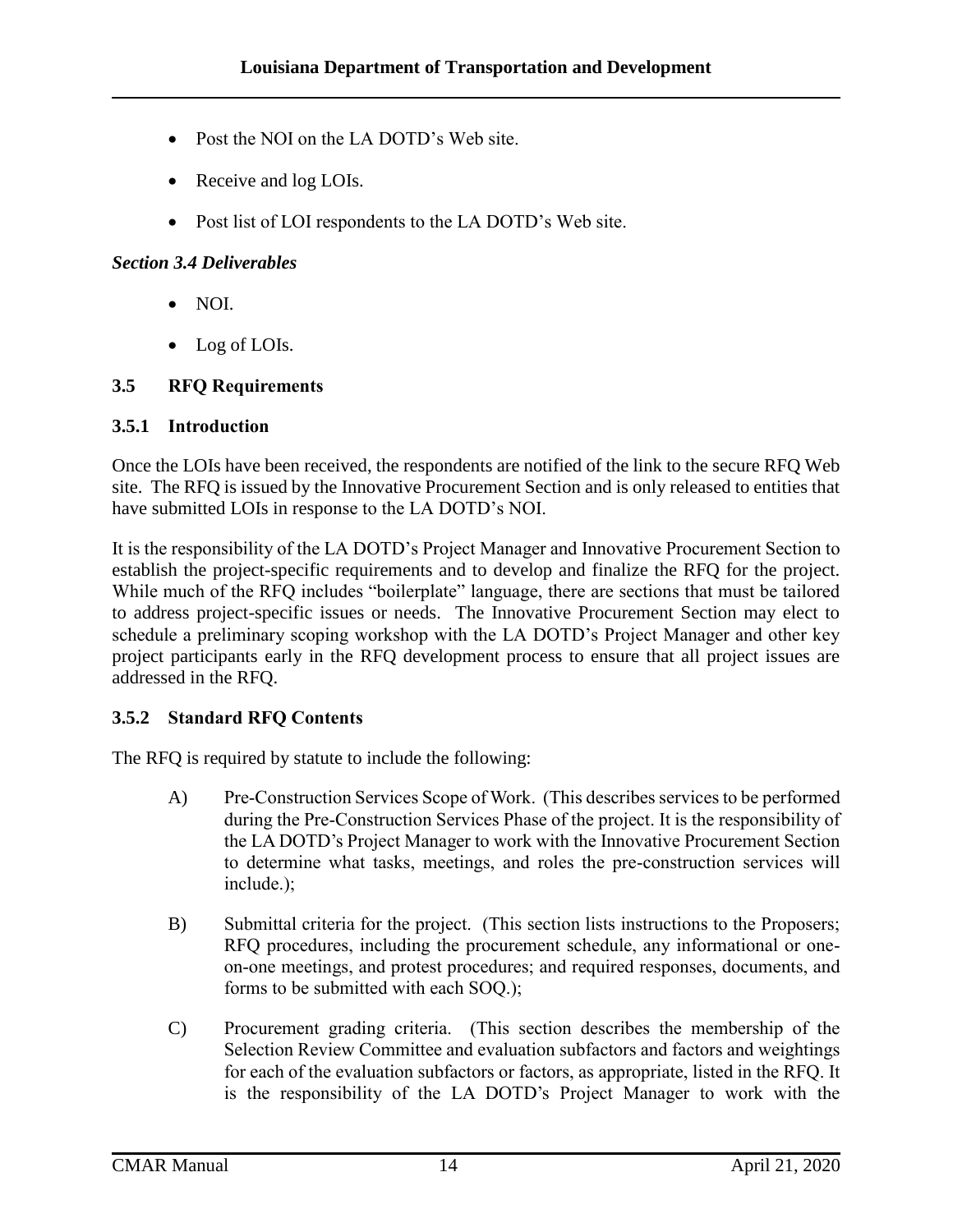- Post the NOI on the LA DOTD's Web site.
- Receive and log LOIs.
- Post list of LOI respondents to the LA DOTD's Web site.

***Section 3.4 Deliverables***

- NOI.
- Log of LOIs.

### 3.5 RFQ Requirements

#### 3.5.1 Introduction

Once the LOIs have been received, the respondents are notified of the link to the secure RFQ Web site. The RFQ is issued by the Innovative Procurement Section and is only released to entities that have submitted LOIs in response to the LA DOTD's NOI.

It is the responsibility of the LA DOTD's Project Manager and Innovative Procurement Section to establish the project-specific requirements and to develop and finalize the RFQ for the project. While much of the RFQ includes "boilerplate" language, there are sections that must be tailored to address project-specific issues or needs. The Innovative Procurement Section may elect to schedule a preliminary scoping workshop with the LA DOTD's Project Manager and other key project participants early in the RFQ development process to ensure that all project issues are addressed in the RFQ.

#### 3.5.2 Standard RFQ Contents

The RFQ is required by statute to include the following:

A) Pre-Construction Services Scope of Work. (This describes services to be performed during the Pre-Construction Services Phase of the project. It is the responsibility of the LA DOTD's Project Manager to work with the Innovative Procurement Section to determine what tasks, meetings, and roles the pre-construction services will include.);

B) Submittal criteria for the project. (This section lists instructions to the Proposers; RFQ procedures, including the procurement schedule, any informational or one-on-one meetings, and protest procedures; and required responses, documents, and forms to be submitted with each SOQ.);

C) Procurement grading criteria. (This section describes the membership of the Selection Review Committee and evaluation subfactors and factors and weightings for each of the evaluation subfactors or factors, as appropriate, listed in the RFQ. It is the responsibility of the LA DOTD's Project Manager to work with the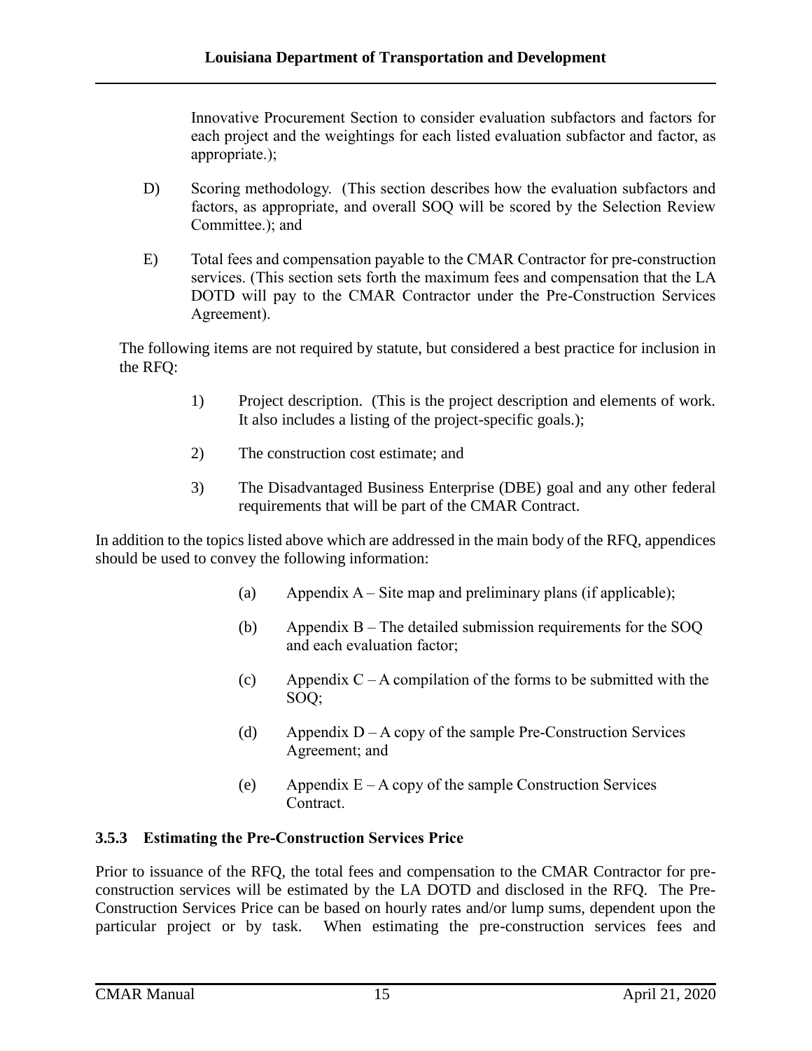Innovative Procurement Section to consider evaluation subfactors and factors for each project and the weightings for each listed evaluation subfactor and factor, as appropriate.);

D) Scoring methodology. (This section describes how the evaluation subfactors and factors, as appropriate, and overall SOQ will be scored by the Selection Review Committee.); and

E) Total fees and compensation payable to the CMAR Contractor for pre-construction services. (This section sets forth the maximum fees and compensation that the LA DOTD will pay to the CMAR Contractor under the Pre-Construction Services Agreement).

The following items are not required by statute, but considered a best practice for inclusion in the RFQ:

1) Project description. (This is the project description and elements of work. It also includes a listing of the project-specific goals.);

2) The construction cost estimate; and

3) The Disadvantaged Business Enterprise (DBE) goal and any other federal requirements that will be part of the CMAR Contract.

In addition to the topics listed above which are addressed in the main body of the RFQ, appendices should be used to convey the following information:

(a) Appendix A – Site map and preliminary plans (if applicable);

(b) Appendix B – The detailed submission requirements for the SOQ and each evaluation factor;

(c) Appendix C – A compilation of the forms to be submitted with the SOQ;

(d) Appendix D – A copy of the sample Pre-Construction Services Agreement; and

(e) Appendix E – A copy of the sample Construction Services Contract.

### 3.5.3 Estimating the Pre-Construction Services Price

Prior to issuance of the RFQ, the total fees and compensation to the CMAR Contractor for pre-construction services will be estimated by the LA DOTD and disclosed in the RFQ. The Pre-Construction Services Price can be based on hourly rates and/or lump sums, dependent upon the particular project or by task. When estimating the pre-construction services fees and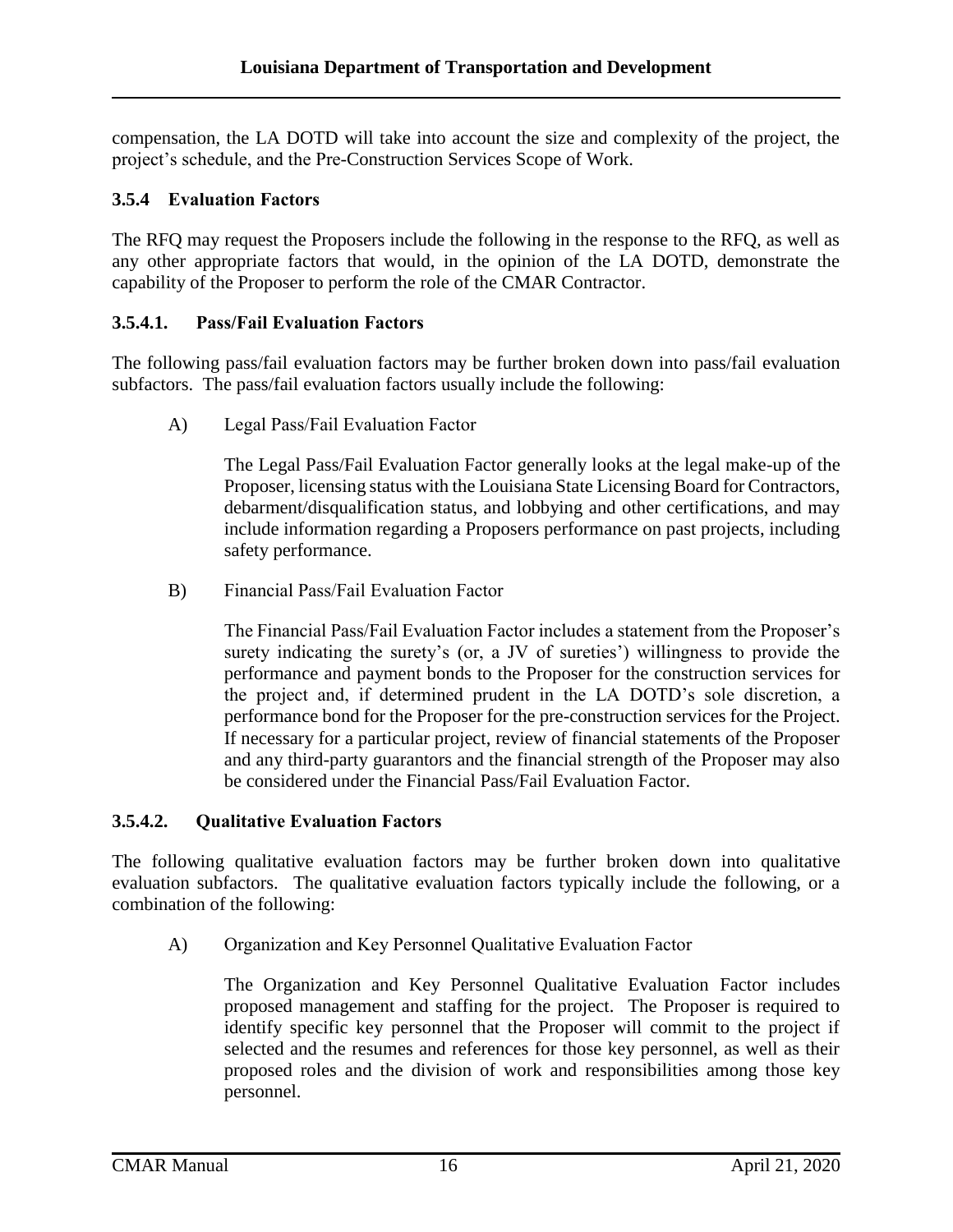compensation, the LA DOTD will take into account the size and complexity of the project, the project's schedule, and the Pre-Construction Services Scope of Work.

### 3.5.4 Evaluation Factors

The RFQ may request the Proposers include the following in the response to the RFQ, as well as any other appropriate factors that would, in the opinion of the LA DOTD, demonstrate the capability of the Proposer to perform the role of the CMAR Contractor.

#### 3.5.4.1. Pass/Fail Evaluation Factors

The following pass/fail evaluation factors may be further broken down into pass/fail evaluation subfactors. The pass/fail evaluation factors usually include the following:

A) Legal Pass/Fail Evaluation Factor

The Legal Pass/Fail Evaluation Factor generally looks at the legal make-up of the Proposer, licensing status with the Louisiana State Licensing Board for Contractors, debarment/disqualification status, and lobbying and other certifications, and may include information regarding a Proposers performance on past projects, including safety performance.

B) Financial Pass/Fail Evaluation Factor

The Financial Pass/Fail Evaluation Factor includes a statement from the Proposer's surety indicating the surety's (or, a JV of sureties') willingness to provide the performance and payment bonds to the Proposer for the construction services for the project and, if determined prudent in the LA DOTD's sole discretion, a performance bond for the Proposer for the pre-construction services for the Project. If necessary for a particular project, review of financial statements of the Proposer and any third-party guarantors and the financial strength of the Proposer may also be considered under the Financial Pass/Fail Evaluation Factor.

#### 3.5.4.2. Qualitative Evaluation Factors

The following qualitative evaluation factors may be further broken down into qualitative evaluation subfactors. The qualitative evaluation factors typically include the following, or a combination of the following:

A) Organization and Key Personnel Qualitative Evaluation Factor

The Organization and Key Personnel Qualitative Evaluation Factor includes proposed management and staffing for the project. The Proposer is required to identify specific key personnel that the Proposer will commit to the project if selected and the resumes and references for those key personnel, as well as their proposed roles and the division of work and responsibilities among those key personnel.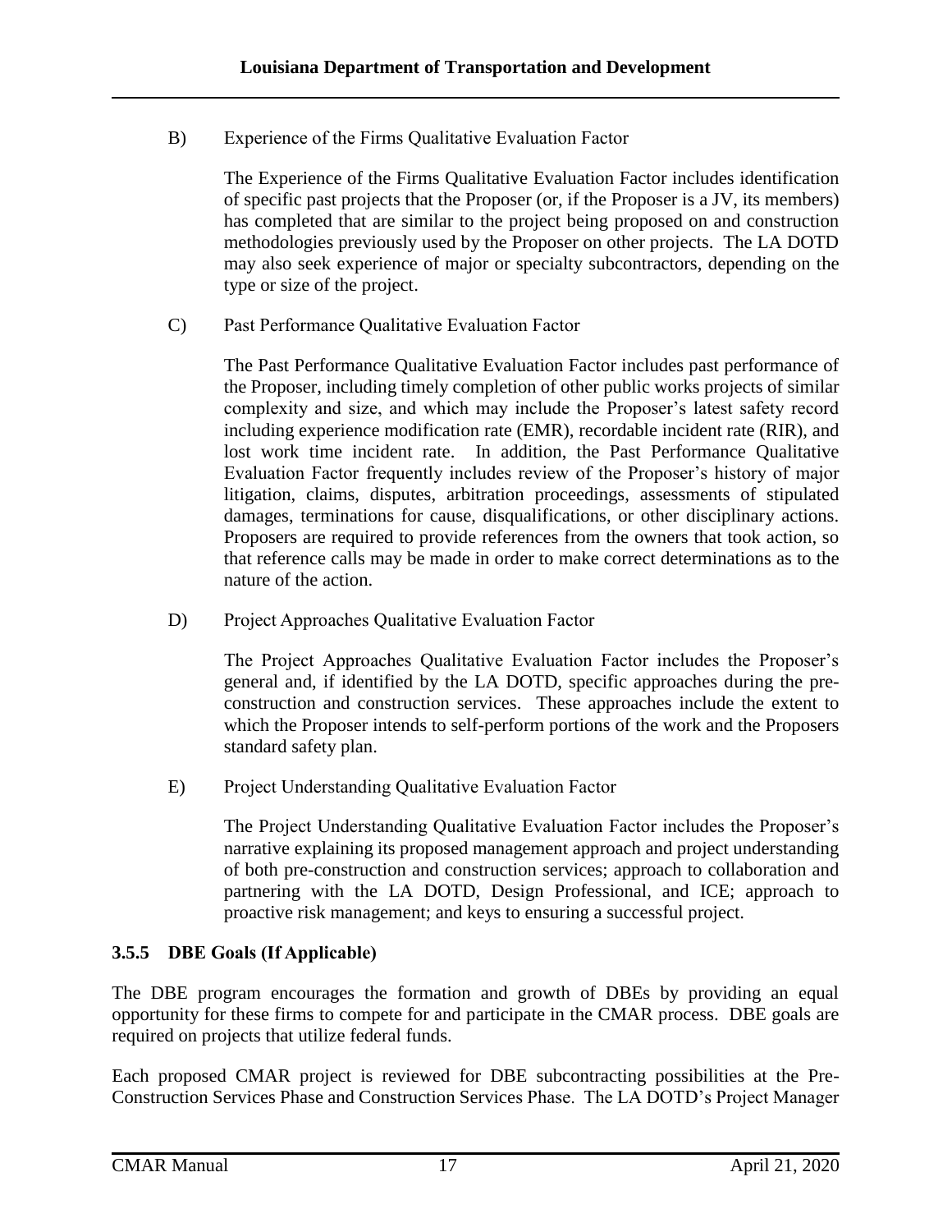B) Experience of the Firms Qualitative Evaluation Factor

The Experience of the Firms Qualitative Evaluation Factor includes identification of specific past projects that the Proposer (or, if the Proposer is a JV, its members) has completed that are similar to the project being proposed on and construction methodologies previously used by the Proposer on other projects. The LA DOTD may also seek experience of major or specialty subcontractors, depending on the type or size of the project.

C) Past Performance Qualitative Evaluation Factor

The Past Performance Qualitative Evaluation Factor includes past performance of the Proposer, including timely completion of other public works projects of similar complexity and size, and which may include the Proposer's latest safety record including experience modification rate (EMR), recordable incident rate (RIR), and lost work time incident rate. In addition, the Past Performance Qualitative Evaluation Factor frequently includes review of the Proposer's history of major litigation, claims, disputes, arbitration proceedings, assessments of stipulated damages, terminations for cause, disqualifications, or other disciplinary actions. Proposers are required to provide references from the owners that took action, so that reference calls may be made in order to make correct determinations as to the nature of the action.

D) Project Approaches Qualitative Evaluation Factor

The Project Approaches Qualitative Evaluation Factor includes the Proposer's general and, if identified by the LA DOTD, specific approaches during the pre-construction and construction services. These approaches include the extent to which the Proposer intends to self-perform portions of the work and the Proposers standard safety plan.

E) Project Understanding Qualitative Evaluation Factor

The Project Understanding Qualitative Evaluation Factor includes the Proposer's narrative explaining its proposed management approach and project understanding of both pre-construction and construction services; approach to collaboration and partnering with the LA DOTD, Design Professional, and ICE; approach to proactive risk management; and keys to ensuring a successful project.

### 3.5.5 DBE Goals (If Applicable)

The DBE program encourages the formation and growth of DBEs by providing an equal opportunity for these firms to compete for and participate in the CMAR process. DBE goals are required on projects that utilize federal funds.

Each proposed CMAR project is reviewed for DBE subcontracting possibilities at the Pre-Construction Services Phase and Construction Services Phase. The LA DOTD's Project Manager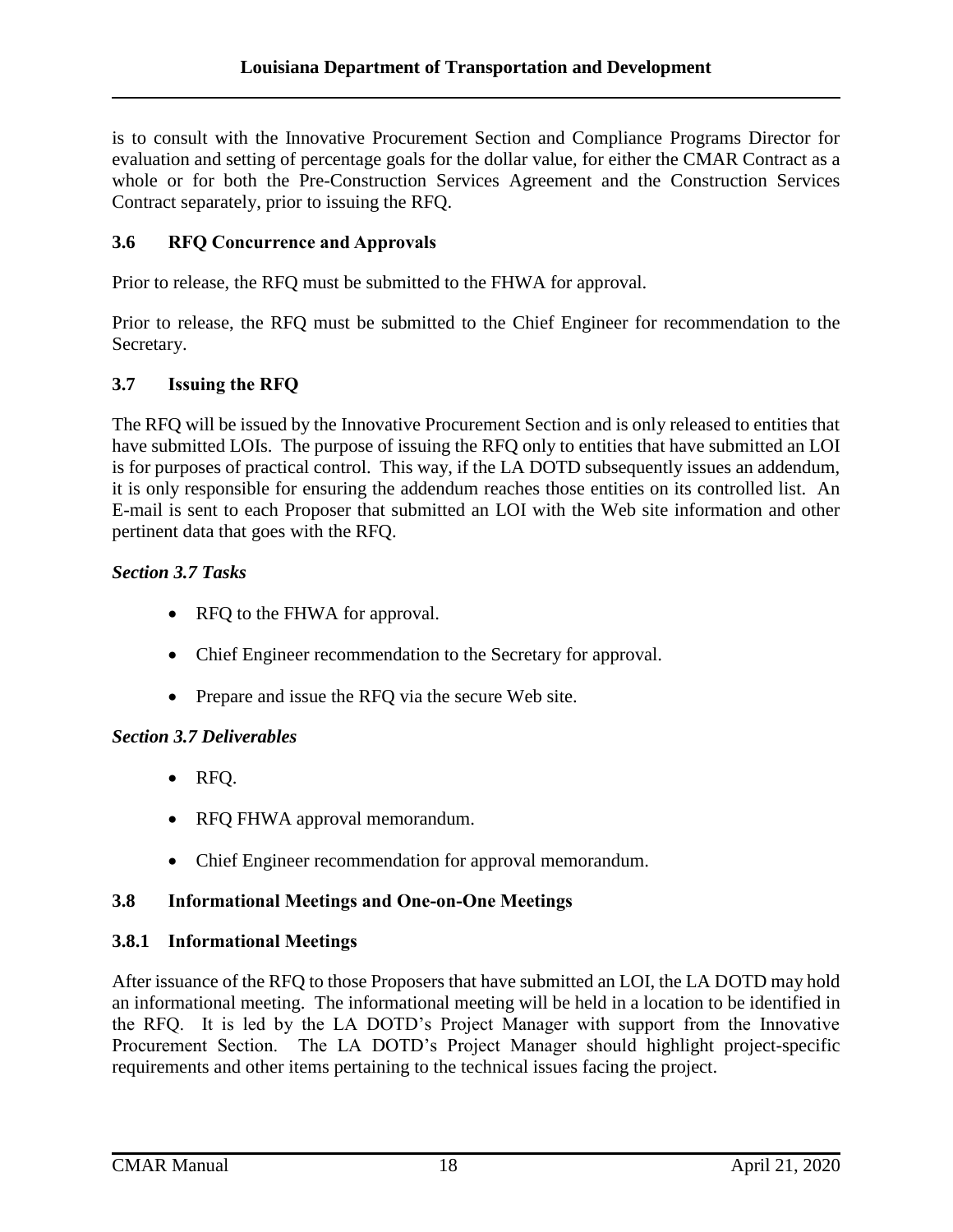is to consult with the Innovative Procurement Section and Compliance Programs Director for evaluation and setting of percentage goals for the dollar value, for either the CMAR Contract as a whole or for both the Pre-Construction Services Agreement and the Construction Services Contract separately, prior to issuing the RFQ.

### 3.6 RFQ Concurrence and Approvals

Prior to release, the RFQ must be submitted to the FHWA for approval.

Prior to release, the RFQ must be submitted to the Chief Engineer for recommendation to the Secretary.

### 3.7 Issuing the RFQ

The RFQ will be issued by the Innovative Procurement Section and is only released to entities that have submitted LOIs. The purpose of issuing the RFQ only to entities that have submitted an LOI is for purposes of practical control. This way, if the LA DOTD subsequently issues an addendum, it is only responsible for ensuring the addendum reaches those entities on its controlled list. An E-mail is sent to each Proposer that submitted an LOI with the Web site information and other pertinent data that goes with the RFQ.

***Section 3.7 Tasks***

- RFQ to the FHWA for approval.
- Chief Engineer recommendation to the Secretary for approval.
- Prepare and issue the RFQ via the secure Web site.

***Section 3.7 Deliverables***

- RFQ.
- RFQ FHWA approval memorandum.
- Chief Engineer recommendation for approval memorandum.

### 3.8 Informational Meetings and One-on-One Meetings

#### 3.8.1 Informational Meetings

After issuance of the RFQ to those Proposers that have submitted an LOI, the LA DOTD may hold an informational meeting. The informational meeting will be held in a location to be identified in the RFQ. It is led by the LA DOTD's Project Manager with support from the Innovative Procurement Section. The LA DOTD's Project Manager should highlight project-specific requirements and other items pertaining to the technical issues facing the project.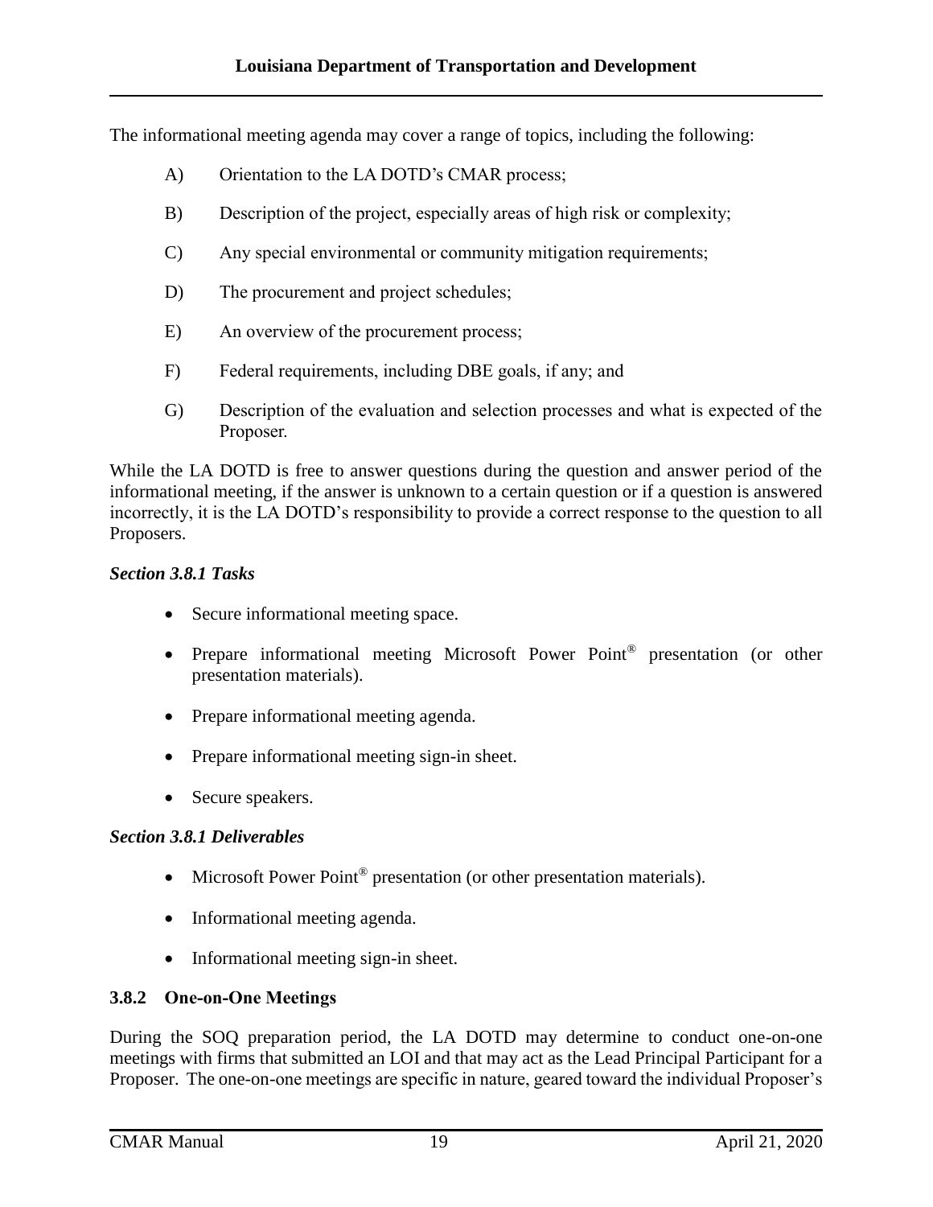The informational meeting agenda may cover a range of topics, including the following:

A) Orientation to the LA DOTD's CMAR process;

B) Description of the project, especially areas of high risk or complexity;

C) Any special environmental or community mitigation requirements;

D) The procurement and project schedules;

E) An overview of the procurement process;

F) Federal requirements, including DBE goals, if any; and

G) Description of the evaluation and selection processes and what is expected of the Proposer.

While the LA DOTD is free to answer questions during the question and answer period of the informational meeting, if the answer is unknown to a certain question or if a question is answered incorrectly, it is the LA DOTD's responsibility to provide a correct response to the question to all Proposers.

***Section 3.8.1 Tasks***

- Secure informational meeting space.
- Prepare informational meeting Microsoft Power Point® presentation (or other presentation materials).
- Prepare informational meeting agenda.
- Prepare informational meeting sign-in sheet.
- Secure speakers.

***Section 3.8.1 Deliverables***

- Microsoft Power Point® presentation (or other presentation materials).
- Informational meeting agenda.
- Informational meeting sign-in sheet.

### 3.8.2 One-on-One Meetings

During the SOQ preparation period, the LA DOTD may determine to conduct one-on-one meetings with firms that submitted an LOI and that may act as the Lead Principal Participant for a Proposer. The one-on-one meetings are specific in nature, geared toward the individual Proposer's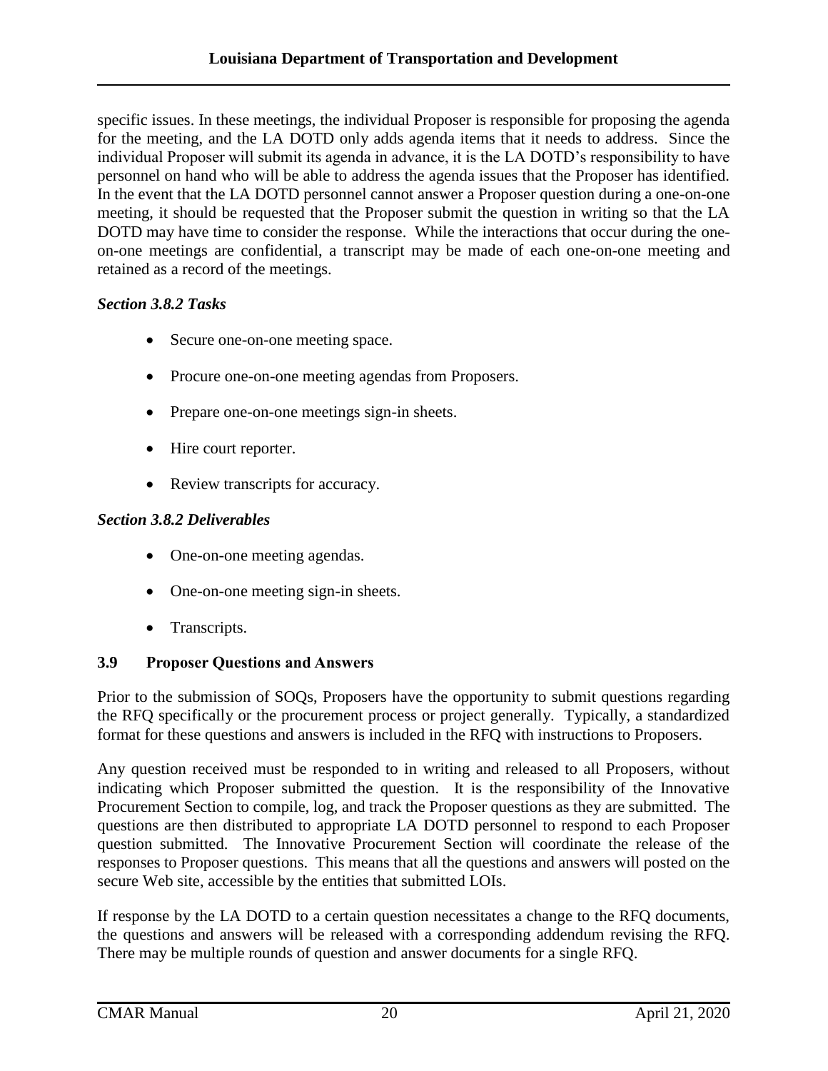specific issues. In these meetings, the individual Proposer is responsible for proposing the agenda for the meeting, and the LA DOTD only adds agenda items that it needs to address. Since the individual Proposer will submit its agenda in advance, it is the LA DOTD's responsibility to have personnel on hand who will be able to address the agenda issues that the Proposer has identified. In the event that the LA DOTD personnel cannot answer a Proposer question during a one-on-one meeting, it should be requested that the Proposer submit the question in writing so that the LA DOTD may have time to consider the response. While the interactions that occur during the one-on-one meetings are confidential, a transcript may be made of each one-on-one meeting and retained as a record of the meetings.

***Section 3.8.2 Tasks***

- Secure one-on-one meeting space.
- Procure one-on-one meeting agendas from Proposers.
- Prepare one-on-one meetings sign-in sheets.
- Hire court reporter.
- Review transcripts for accuracy.

***Section 3.8.2 Deliverables***

- One-on-one meeting agendas.
- One-on-one meeting sign-in sheets.
- Transcripts.

### 3.9 Proposer Questions and Answers

Prior to the submission of SOQs, Proposers have the opportunity to submit questions regarding the RFQ specifically or the procurement process or project generally. Typically, a standardized format for these questions and answers is included in the RFQ with instructions to Proposers.

Any question received must be responded to in writing and released to all Proposers, without indicating which Proposer submitted the question. It is the responsibility of the Innovative Procurement Section to compile, log, and track the Proposer questions as they are submitted. The questions are then distributed to appropriate LA DOTD personnel to respond to each Proposer question submitted. The Innovative Procurement Section will coordinate the release of the responses to Proposer questions. This means that all the questions and answers will posted on the secure Web site, accessible by the entities that submitted LOIs.

If response by the LA DOTD to a certain question necessitates a change to the RFQ documents, the questions and answers will be released with a corresponding addendum revising the RFQ. There may be multiple rounds of question and answer documents for a single RFQ.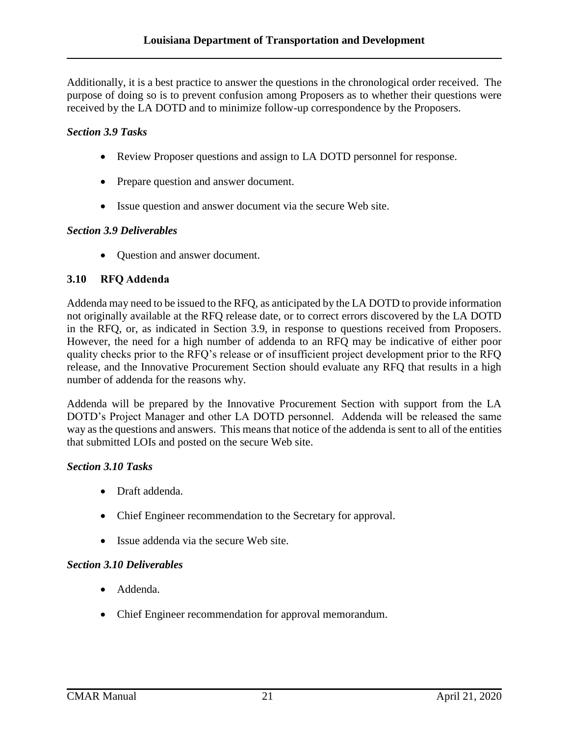Additionally, it is a best practice to answer the questions in the chronological order received. The purpose of doing so is to prevent confusion among Proposers as to whether their questions were received by the LA DOTD and to minimize follow-up correspondence by the Proposers.

*Section 3.9 Tasks*

- Review Proposer questions and assign to LA DOTD personnel for response.
- Prepare question and answer document.
- Issue question and answer document via the secure Web site.

*Section 3.9 Deliverables*

- Question and answer document.

### 3.10 RFQ Addenda

Addenda may need to be issued to the RFQ, as anticipated by the LA DOTD to provide information not originally available at the RFQ release date, or to correct errors discovered by the LA DOTD in the RFQ, or, as indicated in Section 3.9, in response to questions received from Proposers. However, the need for a high number of addenda to an RFQ may be indicative of either poor quality checks prior to the RFQ's release or of insufficient project development prior to the RFQ release, and the Innovative Procurement Section should evaluate any RFQ that results in a high number of addenda for the reasons why.

Addenda will be prepared by the Innovative Procurement Section with support from the LA DOTD's Project Manager and other LA DOTD personnel. Addenda will be released the same way as the questions and answers. This means that notice of the addenda is sent to all of the entities that submitted LOIs and posted on the secure Web site.

*Section 3.10 Tasks*

- Draft addenda.
- Chief Engineer recommendation to the Secretary for approval.
- Issue addenda via the secure Web site.

*Section 3.10 Deliverables*

- Addenda.
- Chief Engineer recommendation for approval memorandum.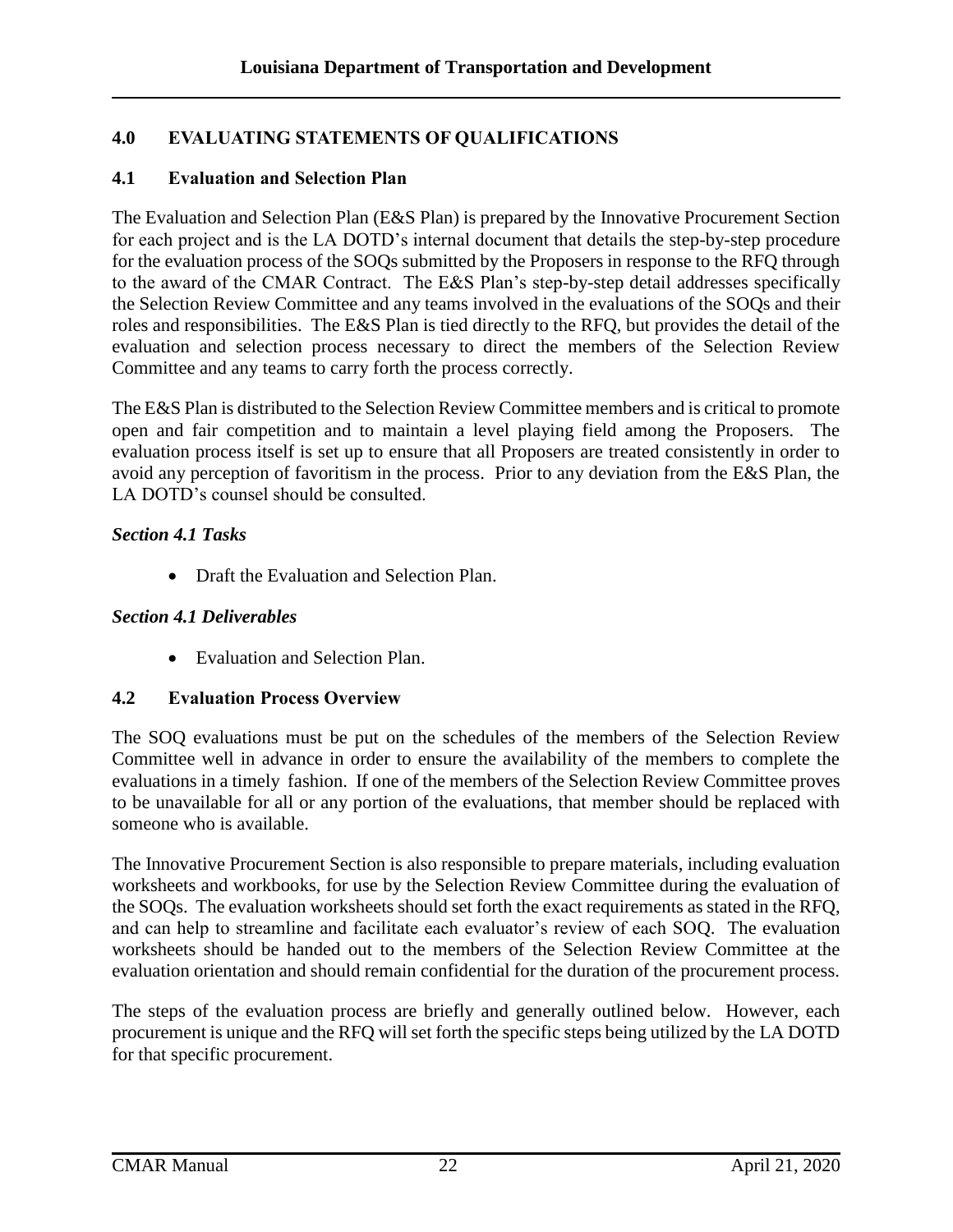## 4.0 EVALUATING STATEMENTS OF QUALIFICATIONS

### 4.1 Evaluation and Selection Plan

The Evaluation and Selection Plan (E&S Plan) is prepared by the Innovative Procurement Section for each project and is the LA DOTD's internal document that details the step-by-step procedure for the evaluation process of the SOQs submitted by the Proposers in response to the RFQ through to the award of the CMAR Contract. The E&S Plan's step-by-step detail addresses specifically the Selection Review Committee and any teams involved in the evaluations of the SOQs and their roles and responsibilities. The E&S Plan is tied directly to the RFQ, but provides the detail of the evaluation and selection process necessary to direct the members of the Selection Review Committee and any teams to carry forth the process correctly.

The E&S Plan is distributed to the Selection Review Committee members and is critical to promote open and fair competition and to maintain a level playing field among the Proposers. The evaluation process itself is set up to ensure that all Proposers are treated consistently in order to avoid any perception of favoritism in the process. Prior to any deviation from the E&S Plan, the LA DOTD's counsel should be consulted.

#### *Section 4.1 Tasks*

- Draft the Evaluation and Selection Plan.

#### *Section 4.1 Deliverables*

- Evaluation and Selection Plan.

### 4.2 Evaluation Process Overview

The SOQ evaluations must be put on the schedules of the members of the Selection Review Committee well in advance in order to ensure the availability of the members to complete the evaluations in a timely fashion. If one of the members of the Selection Review Committee proves to be unavailable for all or any portion of the evaluations, that member should be replaced with someone who is available.

The Innovative Procurement Section is also responsible to prepare materials, including evaluation worksheets and workbooks, for use by the Selection Review Committee during the evaluation of the SOQs. The evaluation worksheets should set forth the exact requirements as stated in the RFQ, and can help to streamline and facilitate each evaluator's review of each SOQ. The evaluation worksheets should be handed out to the members of the Selection Review Committee at the evaluation orientation and should remain confidential for the duration of the procurement process.

The steps of the evaluation process are briefly and generally outlined below. However, each procurement is unique and the RFQ will set forth the specific steps being utilized by the LA DOTD for that specific procurement.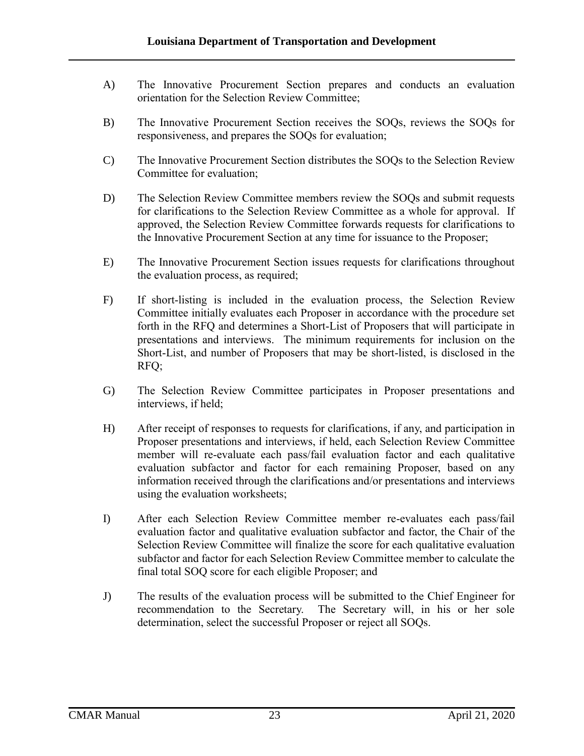A) The Innovative Procurement Section prepares and conducts an evaluation orientation for the Selection Review Committee;

B) The Innovative Procurement Section receives the SOQs, reviews the SOQs for responsiveness, and prepares the SOQs for evaluation;

C) The Innovative Procurement Section distributes the SOQs to the Selection Review Committee for evaluation;

D) The Selection Review Committee members review the SOQs and submit requests for clarifications to the Selection Review Committee as a whole for approval. If approved, the Selection Review Committee forwards requests for clarifications to the Innovative Procurement Section at any time for issuance to the Proposer;

E) The Innovative Procurement Section issues requests for clarifications throughout the evaluation process, as required;

F) If short-listing is included in the evaluation process, the Selection Review Committee initially evaluates each Proposer in accordance with the procedure set forth in the RFQ and determines a Short-List of Proposers that will participate in presentations and interviews. The minimum requirements for inclusion on the Short-List, and number of Proposers that may be short-listed, is disclosed in the RFQ;

G) The Selection Review Committee participates in Proposer presentations and interviews, if held;

H) After receipt of responses to requests for clarifications, if any, and participation in Proposer presentations and interviews, if held, each Selection Review Committee member will re-evaluate each pass/fail evaluation factor and each qualitative evaluation subfactor and factor for each remaining Proposer, based on any information received through the clarifications and/or presentations and interviews using the evaluation worksheets;

I) After each Selection Review Committee member re-evaluates each pass/fail evaluation factor and qualitative evaluation subfactor and factor, the Chair of the Selection Review Committee will finalize the score for each qualitative evaluation subfactor and factor for each Selection Review Committee member to calculate the final total SOQ score for each eligible Proposer; and

J) The results of the evaluation process will be submitted to the Chief Engineer for recommendation to the Secretary. The Secretary will, in his or her sole determination, select the successful Proposer or reject all SOQs.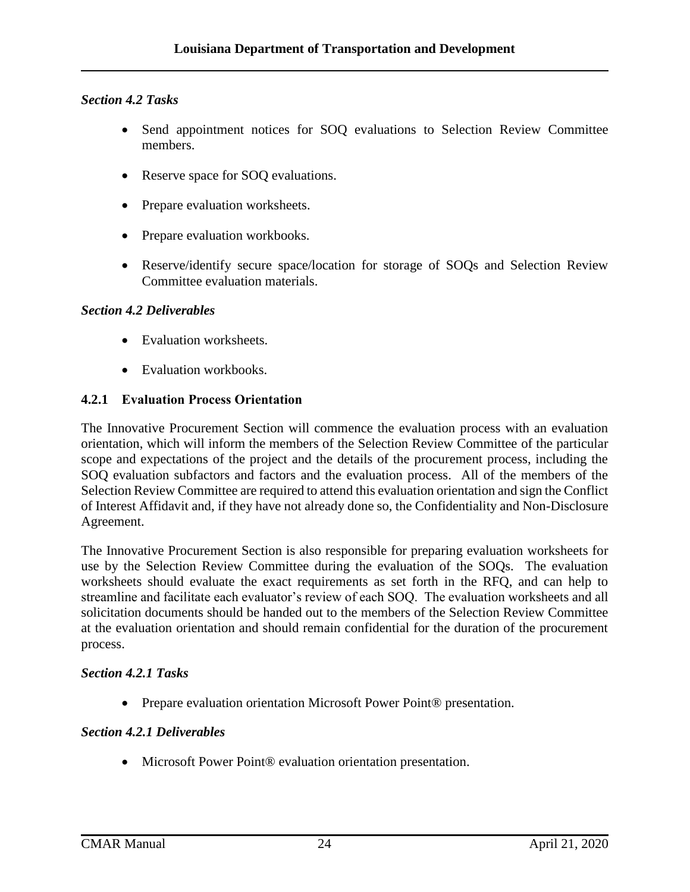*Section 4.2 Tasks*

- Send appointment notices for SOQ evaluations to Selection Review Committee members.
- Reserve space for SOQ evaluations.
- Prepare evaluation worksheets.
- Prepare evaluation workbooks.
- Reserve/identify secure space/location for storage of SOQs and Selection Review Committee evaluation materials.

*Section 4.2 Deliverables*

- Evaluation worksheets.
- Evaluation workbooks.

### 4.2.1 Evaluation Process Orientation

The Innovative Procurement Section will commence the evaluation process with an evaluation orientation, which will inform the members of the Selection Review Committee of the particular scope and expectations of the project and the details of the procurement process, including the SOQ evaluation subfactors and factors and the evaluation process. All of the members of the Selection Review Committee are required to attend this evaluation orientation and sign the Conflict of Interest Affidavit and, if they have not already done so, the Confidentiality and Non-Disclosure Agreement.

The Innovative Procurement Section is also responsible for preparing evaluation worksheets for use by the Selection Review Committee during the evaluation of the SOQs. The evaluation worksheets should evaluate the exact requirements as set forth in the RFQ, and can help to streamline and facilitate each evaluator's review of each SOQ. The evaluation worksheets and all solicitation documents should be handed out to the members of the Selection Review Committee at the evaluation orientation and should remain confidential for the duration of the procurement process.

*Section 4.2.1 Tasks*

- Prepare evaluation orientation Microsoft Power Point® presentation.

*Section 4.2.1 Deliverables*

- Microsoft Power Point® evaluation orientation presentation.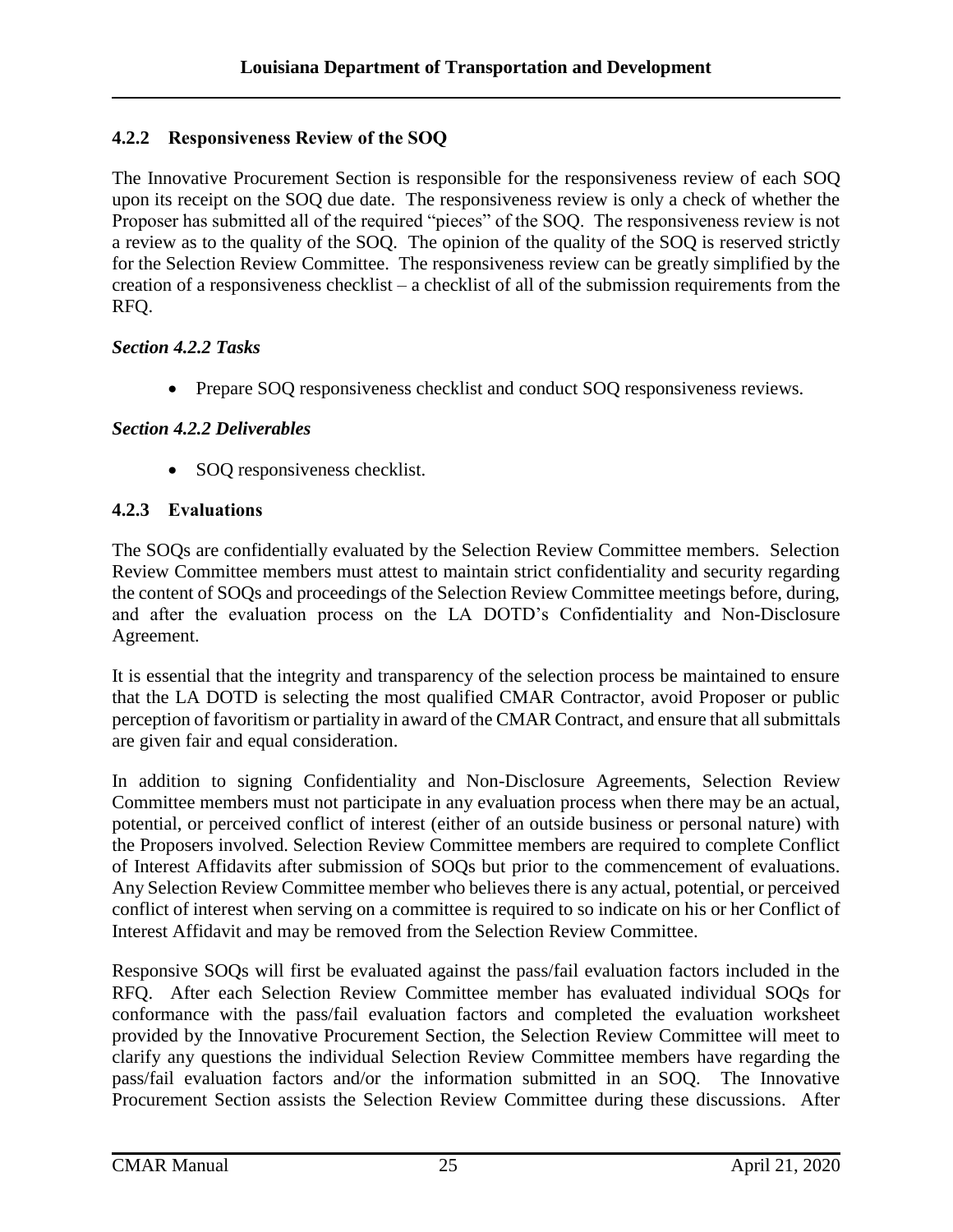### 4.2.2 Responsiveness Review of the SOQ

The Innovative Procurement Section is responsible for the responsiveness review of each SOQ upon its receipt on the SOQ due date. The responsiveness review is only a check of whether the Proposer has submitted all of the required "pieces" of the SOQ. The responsiveness review is not a review as to the quality of the SOQ. The opinion of the quality of the SOQ is reserved strictly for the Selection Review Committee. The responsiveness review can be greatly simplified by the creation of a responsiveness checklist – a checklist of all of the submission requirements from the RFQ.

***Section 4.2.2 Tasks***

- Prepare SOQ responsiveness checklist and conduct SOQ responsiveness reviews.

***Section 4.2.2 Deliverables***

- SOQ responsiveness checklist.

### 4.2.3 Evaluations

The SOQs are confidentially evaluated by the Selection Review Committee members. Selection Review Committee members must attest to maintain strict confidentiality and security regarding the content of SOQs and proceedings of the Selection Review Committee meetings before, during, and after the evaluation process on the LA DOTD's Confidentiality and Non-Disclosure Agreement.

It is essential that the integrity and transparency of the selection process be maintained to ensure that the LA DOTD is selecting the most qualified CMAR Contractor, avoid Proposer or public perception of favoritism or partiality in award of the CMAR Contract, and ensure that all submittals are given fair and equal consideration.

In addition to signing Confidentiality and Non-Disclosure Agreements, Selection Review Committee members must not participate in any evaluation process when there may be an actual, potential, or perceived conflict of interest (either of an outside business or personal nature) with the Proposers involved. Selection Review Committee members are required to complete Conflict of Interest Affidavits after submission of SOQs but prior to the commencement of evaluations. Any Selection Review Committee member who believes there is any actual, potential, or perceived conflict of interest when serving on a committee is required to so indicate on his or her Conflict of Interest Affidavit and may be removed from the Selection Review Committee.

Responsive SOQs will first be evaluated against the pass/fail evaluation factors included in the RFQ. After each Selection Review Committee member has evaluated individual SOQs for conformance with the pass/fail evaluation factors and completed the evaluation worksheet provided by the Innovative Procurement Section, the Selection Review Committee will meet to clarify any questions the individual Selection Review Committee members have regarding the pass/fail evaluation factors and/or the information submitted in an SOQ. The Innovative Procurement Section assists the Selection Review Committee during these discussions. After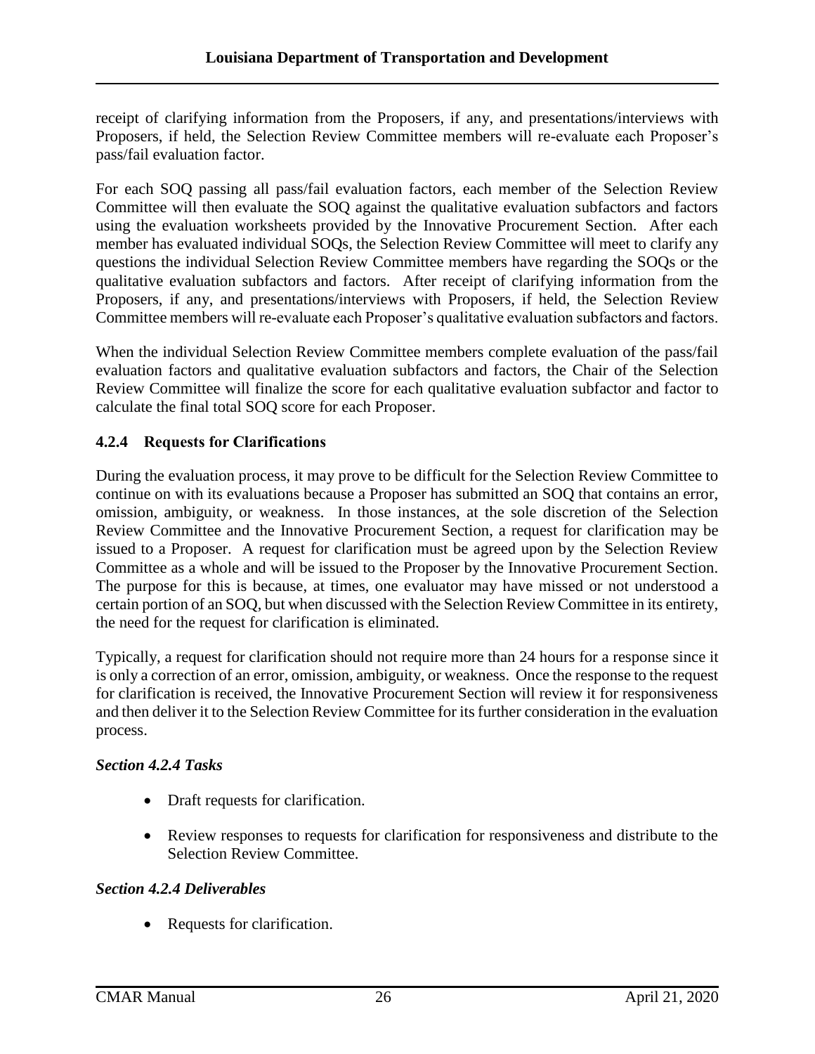receipt of clarifying information from the Proposers, if any, and presentations/interviews with Proposers, if held, the Selection Review Committee members will re-evaluate each Proposer's pass/fail evaluation factor.

For each SOQ passing all pass/fail evaluation factors, each member of the Selection Review Committee will then evaluate the SOQ against the qualitative evaluation subfactors and factors using the evaluation worksheets provided by the Innovative Procurement Section. After each member has evaluated individual SOQs, the Selection Review Committee will meet to clarify any questions the individual Selection Review Committee members have regarding the SOQs or the qualitative evaluation subfactors and factors. After receipt of clarifying information from the Proposers, if any, and presentations/interviews with Proposers, if held, the Selection Review Committee members will re-evaluate each Proposer's qualitative evaluation subfactors and factors.

When the individual Selection Review Committee members complete evaluation of the pass/fail evaluation factors and qualitative evaluation subfactors and factors, the Chair of the Selection Review Committee will finalize the score for each qualitative evaluation subfactor and factor to calculate the final total SOQ score for each Proposer.

### 4.2.4 Requests for Clarifications

During the evaluation process, it may prove to be difficult for the Selection Review Committee to continue on with its evaluations because a Proposer has submitted an SOQ that contains an error, omission, ambiguity, or weakness. In those instances, at the sole discretion of the Selection Review Committee and the Innovative Procurement Section, a request for clarification may be issued to a Proposer. A request for clarification must be agreed upon by the Selection Review Committee as a whole and will be issued to the Proposer by the Innovative Procurement Section. The purpose for this is because, at times, one evaluator may have missed or not understood a certain portion of an SOQ, but when discussed with the Selection Review Committee in its entirety, the need for the request for clarification is eliminated.

Typically, a request for clarification should not require more than 24 hours for a response since it is only a correction of an error, omission, ambiguity, or weakness. Once the response to the request for clarification is received, the Innovative Procurement Section will review it for responsiveness and then deliver it to the Selection Review Committee for its further consideration in the evaluation process.

#### *Section 4.2.4 Tasks*

- Draft requests for clarification.
- Review responses to requests for clarification for responsiveness and distribute to the Selection Review Committee.

#### *Section 4.2.4 Deliverables*

- Requests for clarification.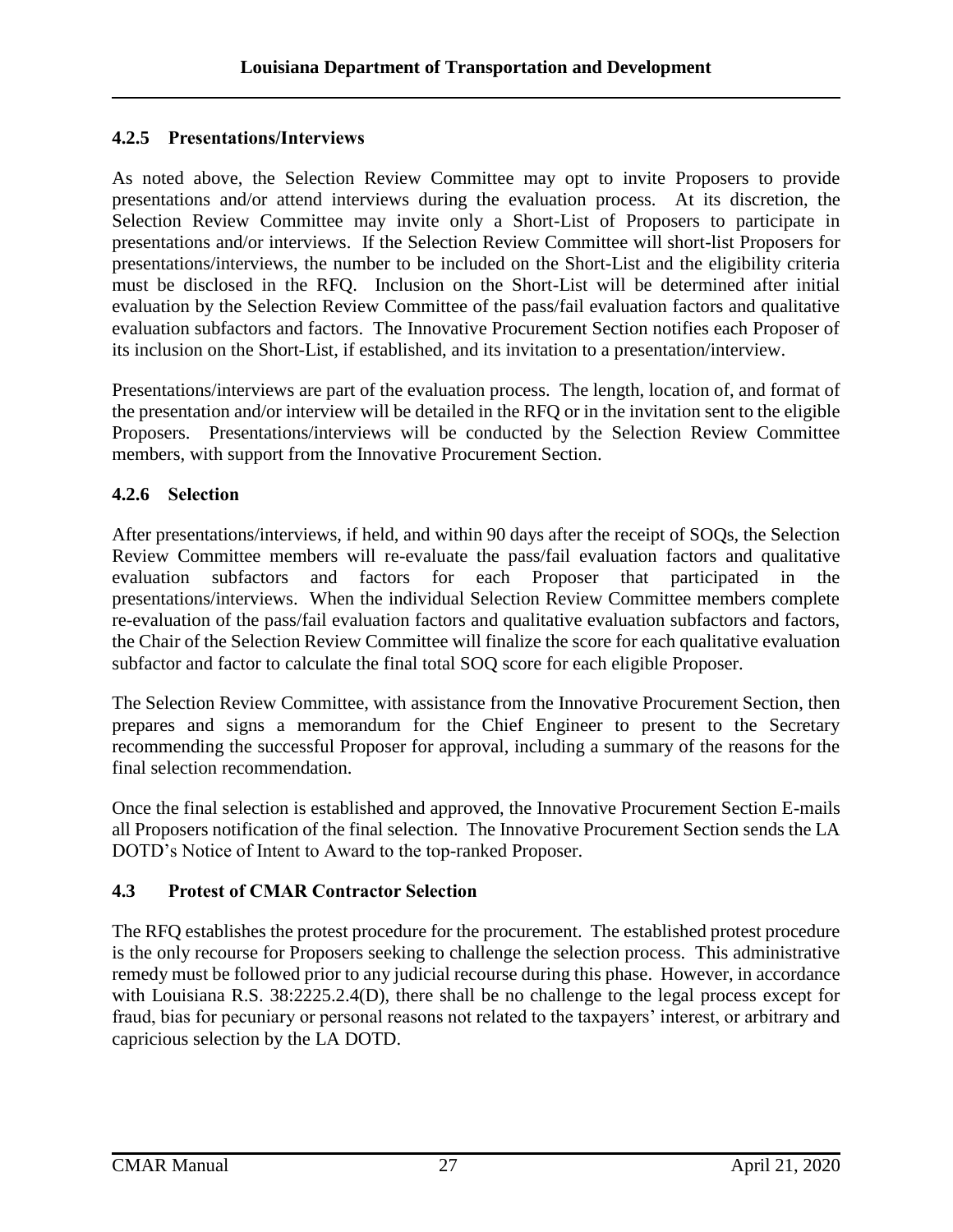### 4.2.5 Presentations/Interviews

As noted above, the Selection Review Committee may opt to invite Proposers to provide presentations and/or attend interviews during the evaluation process. At its discretion, the Selection Review Committee may invite only a Short-List of Proposers to participate in presentations and/or interviews. If the Selection Review Committee will short-list Proposers for presentations/interviews, the number to be included on the Short-List and the eligibility criteria must be disclosed in the RFQ. Inclusion on the Short-List will be determined after initial evaluation by the Selection Review Committee of the pass/fail evaluation factors and qualitative evaluation subfactors and factors. The Innovative Procurement Section notifies each Proposer of its inclusion on the Short-List, if established, and its invitation to a presentation/interview.

Presentations/interviews are part of the evaluation process. The length, location of, and format of the presentation and/or interview will be detailed in the RFQ or in the invitation sent to the eligible Proposers. Presentations/interviews will be conducted by the Selection Review Committee members, with support from the Innovative Procurement Section.

### 4.2.6 Selection

After presentations/interviews, if held, and within 90 days after the receipt of SOQs, the Selection Review Committee members will re-evaluate the pass/fail evaluation factors and qualitative evaluation subfactors and factors for each Proposer that participated in the presentations/interviews. When the individual Selection Review Committee members complete re-evaluation of the pass/fail evaluation factors and qualitative evaluation subfactors and factors, the Chair of the Selection Review Committee will finalize the score for each qualitative evaluation subfactor and factor to calculate the final total SOQ score for each eligible Proposer.

The Selection Review Committee, with assistance from the Innovative Procurement Section, then prepares and signs a memorandum for the Chief Engineer to present to the Secretary recommending the successful Proposer for approval, including a summary of the reasons for the final selection recommendation.

Once the final selection is established and approved, the Innovative Procurement Section E-mails all Proposers notification of the final selection. The Innovative Procurement Section sends the LA DOTD's Notice of Intent to Award to the top-ranked Proposer.

## 4.3 Protest of CMAR Contractor Selection

The RFQ establishes the protest procedure for the procurement. The established protest procedure is the only recourse for Proposers seeking to challenge the selection process. This administrative remedy must be followed prior to any judicial recourse during this phase. However, in accordance with Louisiana R.S. 38:2225.2.4(D), there shall be no challenge to the legal process except for fraud, bias for pecuniary or personal reasons not related to the taxpayers' interest, or arbitrary and capricious selection by the LA DOTD.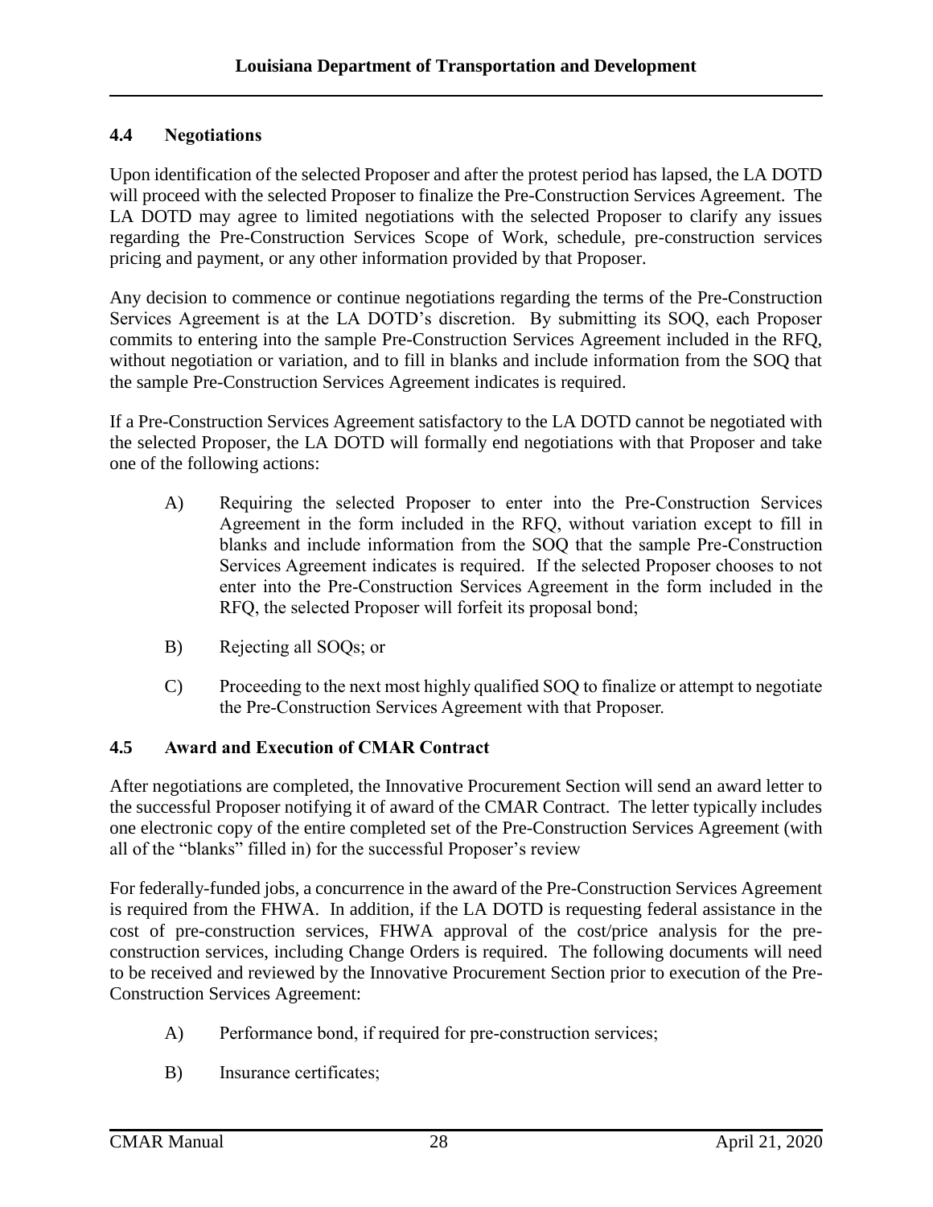## 4.4 Negotiations

Upon identification of the selected Proposer and after the protest period has lapsed, the LA DOTD will proceed with the selected Proposer to finalize the Pre-Construction Services Agreement. The LA DOTD may agree to limited negotiations with the selected Proposer to clarify any issues regarding the Pre-Construction Services Scope of Work, schedule, pre-construction services pricing and payment, or any other information provided by that Proposer.

Any decision to commence or continue negotiations regarding the terms of the Pre-Construction Services Agreement is at the LA DOTD's discretion. By submitting its SOQ, each Proposer commits to entering into the sample Pre-Construction Services Agreement included in the RFQ, without negotiation or variation, and to fill in blanks and include information from the SOQ that the sample Pre-Construction Services Agreement indicates is required.

If a Pre-Construction Services Agreement satisfactory to the LA DOTD cannot be negotiated with the selected Proposer, the LA DOTD will formally end negotiations with that Proposer and take one of the following actions:

A) Requiring the selected Proposer to enter into the Pre-Construction Services Agreement in the form included in the RFQ, without variation except to fill in blanks and include information from the SOQ that the sample Pre-Construction Services Agreement indicates is required. If the selected Proposer chooses to not enter into the Pre-Construction Services Agreement in the form included in the RFQ, the selected Proposer will forfeit its proposal bond;

B) Rejecting all SOQs; or

C) Proceeding to the next most highly qualified SOQ to finalize or attempt to negotiate the Pre-Construction Services Agreement with that Proposer.

## 4.5 Award and Execution of CMAR Contract

After negotiations are completed, the Innovative Procurement Section will send an award letter to the successful Proposer notifying it of award of the CMAR Contract. The letter typically includes one electronic copy of the entire completed set of the Pre-Construction Services Agreement (with all of the "blanks" filled in) for the successful Proposer's review

For federally-funded jobs, a concurrence in the award of the Pre-Construction Services Agreement is required from the FHWA. In addition, if the LA DOTD is requesting federal assistance in the cost of pre-construction services, FHWA approval of the cost/price analysis for the pre-construction services, including Change Orders is required. The following documents will need to be received and reviewed by the Innovative Procurement Section prior to execution of the Pre-Construction Services Agreement:

A) Performance bond, if required for pre-construction services;

B) Insurance certificates;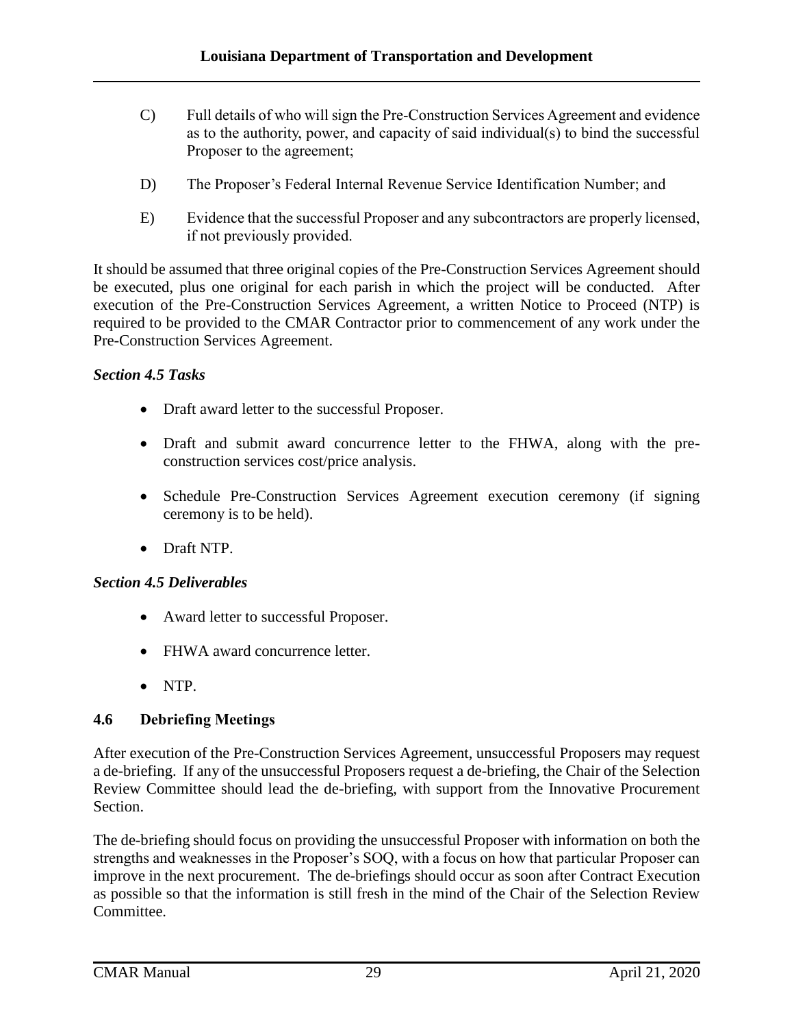C) Full details of who will sign the Pre-Construction Services Agreement and evidence as to the authority, power, and capacity of said individual(s) to bind the successful Proposer to the agreement;

D) The Proposer's Federal Internal Revenue Service Identification Number; and

E) Evidence that the successful Proposer and any subcontractors are properly licensed, if not previously provided.

It should be assumed that three original copies of the Pre-Construction Services Agreement should be executed, plus one original for each parish in which the project will be conducted. After execution of the Pre-Construction Services Agreement, a written Notice to Proceed (NTP) is required to be provided to the CMAR Contractor prior to commencement of any work under the Pre-Construction Services Agreement.

***Section 4.5 Tasks***

- Draft award letter to the successful Proposer.
- Draft and submit award concurrence letter to the FHWA, along with the pre-construction services cost/price analysis.
- Schedule Pre-Construction Services Agreement execution ceremony (if signing ceremony is to be held).
- Draft NTP.

***Section 4.5 Deliverables***

- Award letter to successful Proposer.
- FHWA award concurrence letter.
- NTP.

### 4.6 Debriefing Meetings

After execution of the Pre-Construction Services Agreement, unsuccessful Proposers may request a de-briefing. If any of the unsuccessful Proposers request a de-briefing, the Chair of the Selection Review Committee should lead the de-briefing, with support from the Innovative Procurement Section.

The de-briefing should focus on providing the unsuccessful Proposer with information on both the strengths and weaknesses in the Proposer's SOQ, with a focus on how that particular Proposer can improve in the next procurement. The de-briefings should occur as soon after Contract Execution as possible so that the information is still fresh in the mind of the Chair of the Selection Review Committee.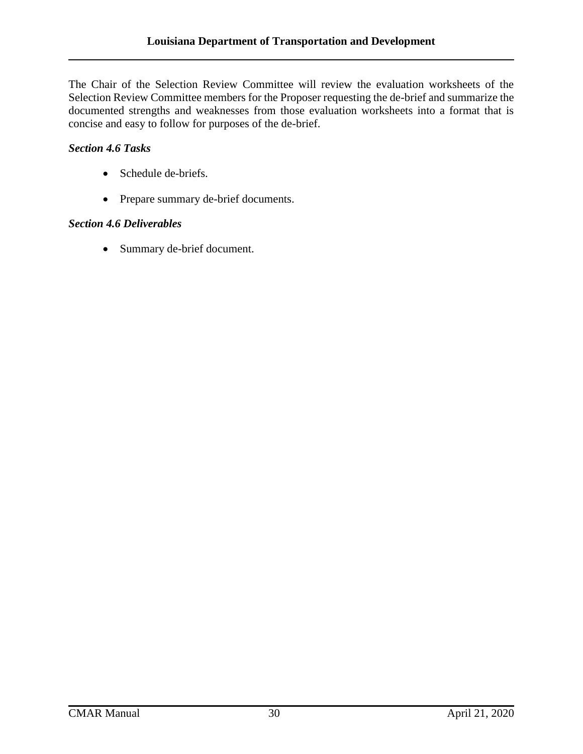The Chair of the Selection Review Committee will review the evaluation worksheets of the Selection Review Committee members for the Proposer requesting the de-brief and summarize the documented strengths and weaknesses from those evaluation worksheets into a format that is concise and easy to follow for purposes of the de-brief.

***Section 4.6 Tasks***

- Schedule de-briefs.
- Prepare summary de-brief documents.

***Section 4.6 Deliverables***

- Summary de-brief document.